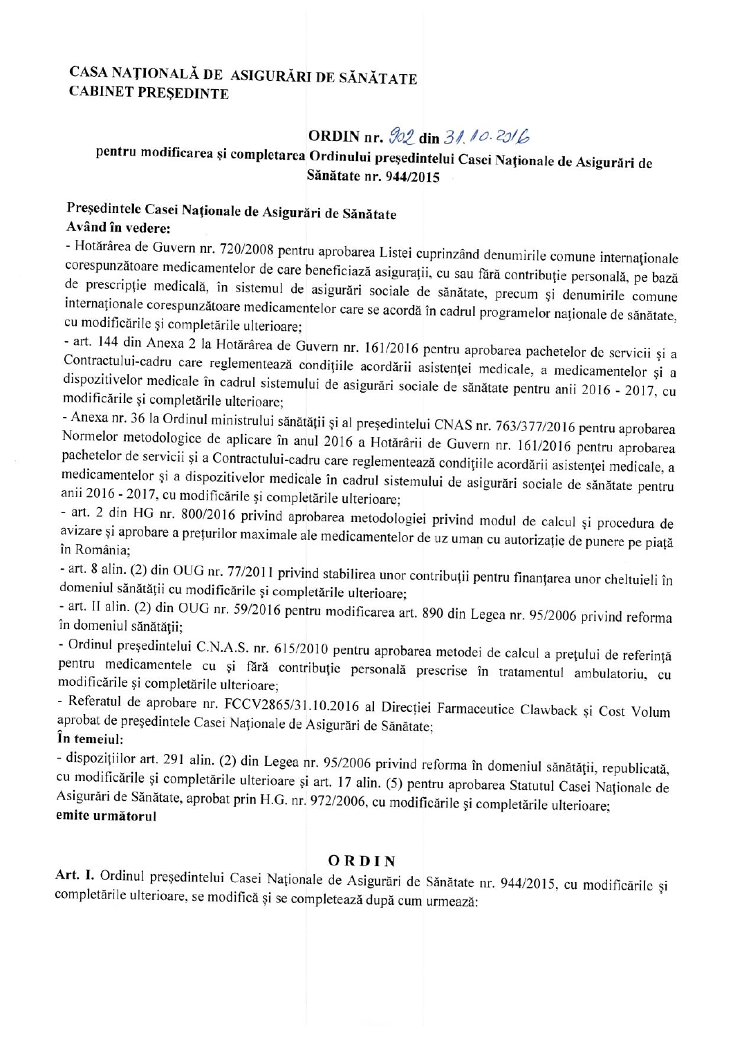**CASA NAȚIONALĂ DE ASIGURĂRI DE SĂNĂTATE**
**CABINET PREȘEDINTE**

## ORDIN nr. 902 din 31.10.2016

### pentru modificarea și completarea Ordinului președintelui Casei Naționale de Asigurări de Sănătate nr. 944/2015

**Președintele Casei Naționale de Asigurări de Sănătate**
**Având în vedere:**

- Hotărârea de Guvern nr. 720/2008 pentru aprobarea Listei cuprinzând denumirile comune internaționale corespunzătoare medicamentelor de care beneficiază asigurații, cu sau fără contribuție personală, pe bază de prescripție medicală, în sistemul de asigurări sociale de sănătate, precum și denumirile comune internaționale corespunzătoare medicamentelor care se acordă în cadrul programelor naționale de sănătate, cu modificările și completările ulterioare;
- art. 144 din Anexa 2 la Hotărârea de Guvern nr. 161/2016 pentru aprobarea pachetelor de servicii și a Contractului-cadru care reglementează condițiile acordării asistenței medicale, a medicamentelor și a dispozitivelor medicale în cadrul sistemului de asigurări sociale de sănătate pentru anii 2016 - 2017, cu modificările și completările ulterioare;
- Anexa nr. 36 la Ordinul ministrului sănătății și al președintelui CNAS nr. 763/377/2016 pentru aprobarea Normelor metodologice de aplicare în anul 2016 a Hotărârii de Guvern nr. 161/2016 pentru aprobarea pachetelor de servicii și a Contractului-cadru care reglementează condițiile acordării asistenței medicale, a medicamentelor și a dispozitivelor medicale în cadrul sistemului de asigurări sociale de sănătate pentru anii 2016 - 2017, cu modificările și completările ulterioare;
- art. 2 din HG nr. 800/2016 privind aprobarea metodologiei privind modul de calcul și procedura de avizare și aprobare a prețurilor maximale ale medicamentelor de uz uman cu autorizație de punere pe piață în România;
- art. 8 alin. (2) din OUG nr. 77/2011 privind stabilirea unor contribuții pentru finanțarea unor cheltuieli în domeniul sănătății cu modificările și completările ulterioare;
- art. II alin. (2) din OUG nr. 59/2016 pentru modificarea art. 890 din Legea nr. 95/2006 privind reforma în domeniul sănătății;
- Ordinul președintelui C.N.A.S. nr. 615/2010 pentru aprobarea metodei de calcul a prețului de referință pentru medicamentele cu și fără contribuție personală prescrise în tratamentul ambulatoriu, cu modificările și completările ulterioare;
- Referatul de aprobare nr. FCCV2865/31.10.2016 al Direcției Farmaceutice Clawback și Cost Volum aprobat de președintele Casei Naționale de Asigurări de Sănătate;

**În temeiul:**

- dispozițiilor art. 291 alin. (2) din Legea nr. 95/2006 privind reforma în domeniul sănătății, republicată, cu modificările și completările ulterioare și art. 17 alin. (5) pentru aprobarea Statutul Casei Naționale de Asigurări de Sănătate, aprobat prin H.G. nr. 972/2006, cu modificările și completările ulterioare;

**emite următorul**

## ORDIN

**Art. I.** Ordinul președintelui Casei Naționale de Asigurări de Sănătate nr. 944/2015, cu modificările și completările ulterioare, se modifică și se completează după cum urmează: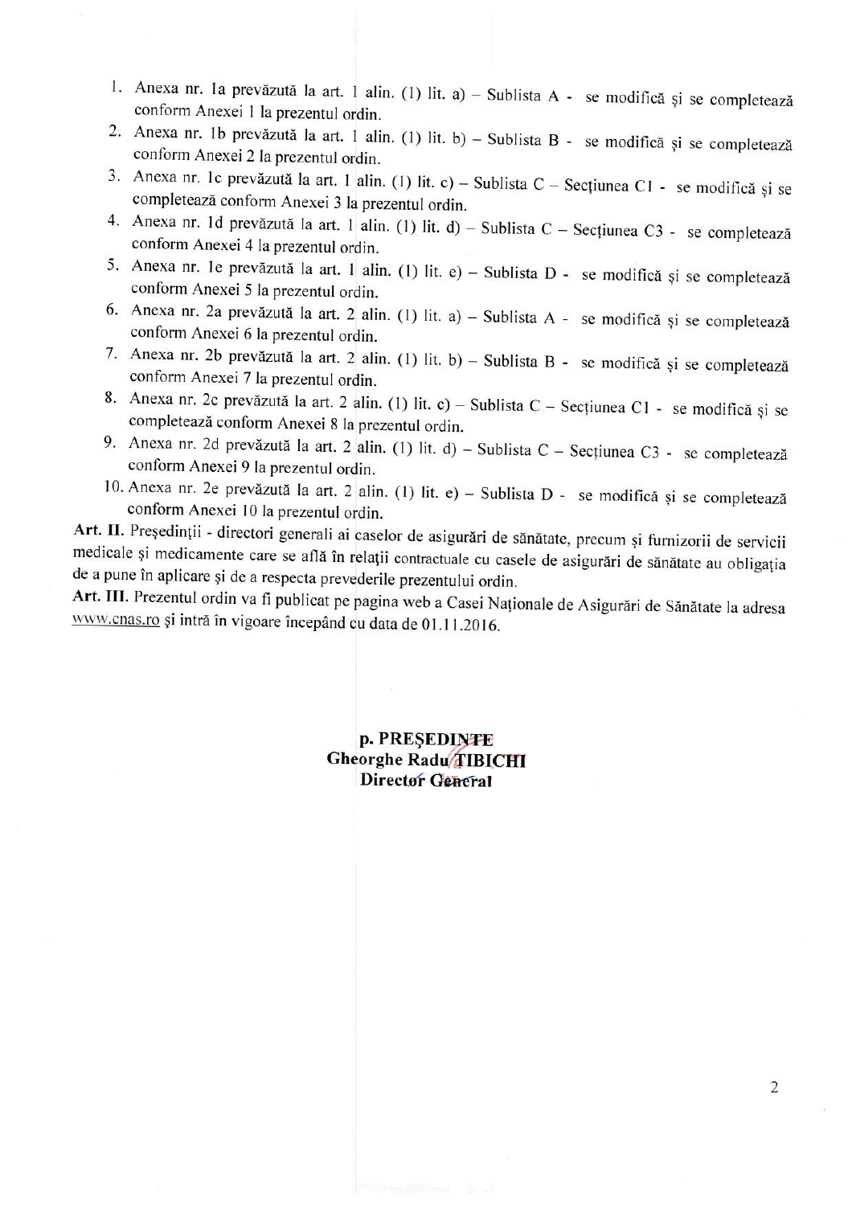1. Anexa nr. 1a prevăzută la art. 1 alin. (1) lit. a) – Sublista A - se modifică și se completează conform Anexei 1 la prezentul ordin.
2. Anexa nr. 1b prevăzută la art. 1 alin. (1) lit. b) – Sublista B - se modifică și se completează conform Anexei 2 la prezentul ordin.
3. Anexa nr. 1c prevăzută la art. 1 alin. (1) lit. c) – Sublista C – Secțiunea C1 - se modifică și se completează conform Anexei 3 la prezentul ordin.
4. Anexa nr. 1d prevăzută la art. 1 alin. (1) lit. d) – Sublista C – Secțiunea C3 - se completează conform Anexei 4 la prezentul ordin.
5. Anexa nr. 1e prevăzută la art. 1 alin. (1) lit. e) – Sublista D - se modifică și se completează conform Anexei 5 la prezentul ordin.
6. Anexa nr. 2a prevăzută la art. 2 alin. (1) lit. a) – Sublista A - se modifică și se completează conform Anexei 6 la prezentul ordin.
7. Anexa nr. 2b prevăzută la art. 2 alin. (1) lit. b) – Sublista B - se modifică și se completează conform Anexei 7 la prezentul ordin.
8. Anexa nr. 2c prevăzută la art. 2 alin. (1) lit. c) – Sublista C – Secțiunea C1 - se modifică și se completează conform Anexei 8 la prezentul ordin.
9. Anexa nr. 2d prevăzută la art. 2 alin. (1) lit. d) – Sublista C – Secțiunea C3 - se completează conform Anexei 9 la prezentul ordin.
10. Anexa nr. 2e prevăzută la art. 2 alin. (1) lit. e) – Sublista D - se modifică și se completează conform Anexei 10 la prezentul ordin.

**Art. II.** Președinții - directori generali ai caselor de asigurări de sănătate, precum și furnizorii de servicii medicale și medicamente care se află în relații contractuale cu casele de asigurări de sănătate au obligația de a pune în aplicare și de a respecta prevederile prezentului ordin.

**Art. III.** Prezentul ordin va fi publicat pe pagina web a Casei Naționale de Asigurări de Sănătate la adresa www.cnas.ro și intră în vigoare începând cu data de 01.11.2016.

**p. PREȘEDINTE**
**Gheorghe Radu TIBICHI**
**Director General**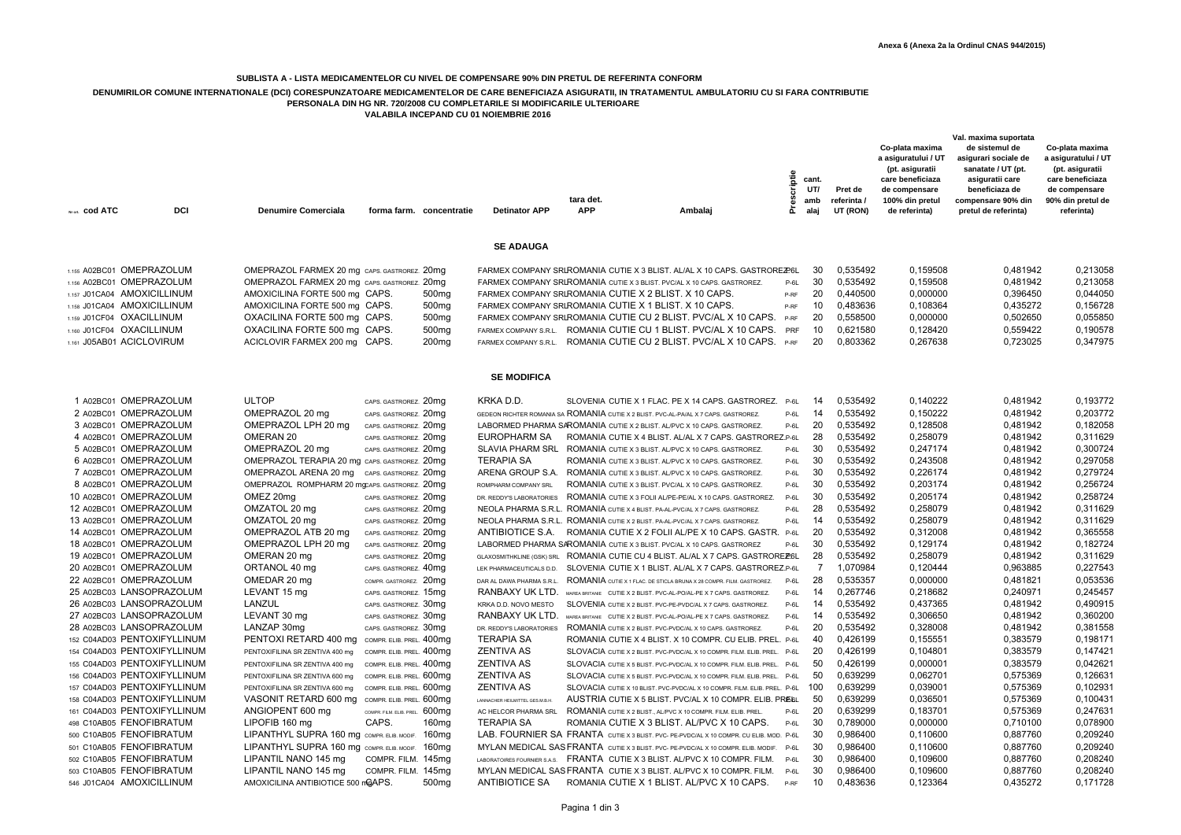Anexa 6 (Anexa 2a la Ordinul CNAS 944/2015)

**SUBLISTA A - LISTA MEDICAMENTELOR CU NIVEL DE COMPENSARE 90% DIN PRETUL DE REFERINTA CONFORM**

**DENUMIRILOR COMUNE INTERNATIONALE (DCI) CORESPUNZATOARE MEDICAMENTELOR DE CARE BENEFICIAZA ASIGURATII, IN TRATAMENTUL AMBULATORIU CU SI FARA CONTRIBUTIE PERSONALA DIN HG NR. 720/2008 CU COMPLETARILE SI MODIFICARILE ULTERIOARE**

**VALABILA INCEPAND CU 01 NOIEMBRIE 2016**

| Nr.crt. | cod ATC | DCI | Denumire Comerciala | forma farm. | concentratie | Detinator APP | tara det. APP | Ambalaj | Prescriptie | cant. UT/ amb alaj | Pret de referinta / UT (RON) | Co-plata maxima a asiguratului / UT (pt. asiguratii care beneficiaza de compensare 100% din pretul de referinta) | Val. maxima suportata de sistemul de asigurari sociale de sanatate / UT (pt. asiguratii care beneficiaza de compensare 90% din pretul de referinta) | Co-plata maxima a asiguratului / UT (pt. asiguratii care beneficiaza de compensare 90% din pretul de referinta) |
|---|---|---|---|---|---|---|---|---|---|---|---|---|---|---|
| | | | | | | **SE ADAUGA** | | | | | | | | |
| 1.155 | A02BC01 | OMEPRAZOLUM | OMEPRAZOL FARMEX 20 mg | CAPS. GASTROREZ. | 20mg | FARMEX COMPANY SRL | ROMANIA | CUTIE X 3 BLIST. AL/AL X 10 CAPS. GASTROREZ. | P6L | 30 | 0,535492 | 0,159508 | 0,481942 | 0,213058 |
| 1.156 | A02BC01 | OMEPRAZOLUM | OMEPRAZOL FARMEX 20 mg | CAPS. GASTROREZ. | 20mg | FARMEX COMPANY SRL | ROMANIA | CUTIE X 3 BLIST. PVC/AL X 10 CAPS. GASTROREZ. | P-6L | 30 | 0,535492 | 0,159508 | 0,481942 | 0,213058 |
| 1.157 | J01CA04 | AMOXICILLINUM | AMOXICILINA FORTE 500 mg | CAPS. | 500mg | FARMEX COMPANY SRL | ROMANIA | CUTIE X 2 BLIST. X 10 CAPS. | P-RF | 20 | 0,440500 | 0,000000 | 0,396450 | 0,044050 |
| 1.158 | J01CA04 | AMOXICILLINUM | AMOXICILINA FORTE 500 mg | CAPS. | 500mg | FARMEX COMPANY SRL | ROMANIA | CUTIE X 1 BLIST. X 10 CAPS. | P-RF | 10 | 0,483636 | 0,108364 | 0,435272 | 0,156728 |
| 1.159 | J01CF04 | OXACILLINUM | OXACILINA FORTE 500 mg | CAPS. | 500mg | FARMEX COMPANY SRL | ROMANIA | CUTIE CU 2 BLIST. PVC/AL X 10 CAPS. | P-RF | 20 | 0,558500 | 0,000000 | 0,502650 | 0,055850 |
| 1.160 | J01CF04 | OXACILLINUM | OXACILINA FORTE 500 mg | CAPS. | 500mg | FARMEX COMPANY S.R.L. | ROMANIA | CUTIE CU 1 BLIST. PVC/AL X 10 CAPS. | PRF | 10 | 0,621580 | 0,128420 | 0,559422 | 0,190578 |
| 1.161 | J05AB01 | ACICLOVIRUM | ACICLOVIR FARMEX 200 mg | CAPS. | 200mg | FARMEX COMPANY S.R.L. | ROMANIA | CUTIE CU 2 BLIST. PVC/AL X 10 CAPS. | P-RF | 20 | 0,803362 | 0,267638 | 0,723025 | 0,347975 |
| | | | | | | **SE MODIFICA** | | | | | | | | |
| 1 | A02BC01 | OMEPRAZOLUM | ULTOP | CAPS. GASTROREZ. | 20mg | KRKA D.D. | SLOVENIA | CUTIE X 1 FLAC. PE X 14 CAPS. GASTROREZ. | P-6L | 14 | 0,535492 | 0,140222 | 0,481942 | 0,193772 |
| 2 | A02BC01 | OMEPRAZOLUM | OMEPRAZOL 20 mg | CAPS. GASTROREZ. | 20mg | GEDEON RICHTER ROMANIA SA | ROMANIA | CUTIE X 2 BLIST. PVC-AL-PA/AL X 7 CAPS. GASTROREZ. | P-6L | 14 | 0,535492 | 0,150222 | 0,481942 | 0,203772 |
| 3 | A02BC01 | OMEPRAZOLUM | OMEPRAZOL LPH 20 mg | CAPS. GASTROREZ. | 20mg | LABORMED PHARMA SA | ROMANIA | CUTIE X 2 BLIST. AL/PVC X 10 CAPS. GASTROREZ. | P-6L | 20 | 0,535492 | 0,128508 | 0,481942 | 0,182058 |
| 4 | A02BC01 | OMEPRAZOLUM | OMERAN 20 | CAPS. GASTROREZ. | 20mg | EUROPHARM SA | ROMANIA | CUTIE X 4 BLIST. AL/AL X 7 CAPS. GASTROREZ. | P-6L | 28 | 0,535492 | 0,258079 | 0,481942 | 0,311629 |
| 5 | A02BC01 | OMEPRAZOLUM | OMEPRAZOL 20 mg | CAPS. GASTROREZ. | 20mg | SLAVIA PHARM SRL | ROMANIA | CUTIE X 3 BLIST. AL/PVC X 10 CAPS. GASTROREZ. | P-6L | 30 | 0,535492 | 0,247174 | 0,481942 | 0,300724 |
| 6 | A02BC01 | OMEPRAZOLUM | OMEPRAZOL TERAPIA 20 mg | CAPS. GASTROREZ. | 20mg | TERAPIA SA | ROMANIA | CUTIE X 3 BLIST. AL/PVC X 10 CAPS. GASTROREZ. | P-6L | 30 | 0,535492 | 0,243508 | 0,481942 | 0,297058 |
| 7 | A02BC01 | OMEPRAZOLUM | OMEPRAZOL ARENA 20 mg | CAPS. GASTROREZ. | 20mg | ARENA GROUP S.A. | ROMANIA | CUTIE X 3 BLIST. AL/PVC X 10 CAPS. GASTROREZ. | P-6L | 30 | 0,535492 | 0,226174 | 0,481942 | 0,279724 |
| 8 | A02BC01 | OMEPRAZOLUM | OMEPRAZOL ROMPHARM 20 mg | CAPS. GASTROREZ. | 20mg | ROMPHARM COMPANY SRL | ROMANIA | CUTIE X 3 BLIST. PVC/AL X 10 CAPS. GASTROREZ. | P-6L | 30 | 0,535492 | 0,203174 | 0,481942 | 0,256724 |
| 10 | A02BC01 | OMEPRAZOLUM | OMEZ 20mg | CAPS. GASTROREZ. | 20mg | DR. REDDY'S LABORATORIES | ROMANIA | CUTIE X 3 FOLII AL/PE-PE/AL X 10 CAPS. GASTROREZ. | P-6L | 30 | 0,535492 | 0,205174 | 0,481942 | 0,258724 |
| 12 | A02BC01 | OMEPRAZOLUM | OMZATOL 20 mg | CAPS. GASTROREZ. | 20mg | NEOLA PHARMA S.R.L. | ROMANIA | CUTIE X 4 BLIST. PA-AL-PVC/AL X 7 CAPS. GASTROREZ. | P-6L | 28 | 0,535492 | 0,258079 | 0,481942 | 0,311629 |
| 13 | A02BC01 | OMEPRAZOLUM | OMZATOL 20 mg | CAPS. GASTROREZ. | 20mg | NEOLA PHARMA S.R.L. | ROMANIA | CUTIE X 2 BLIST. PA-AL-PVC/AL X 7 CAPS. GASTROREZ. | P-6L | 14 | 0,535492 | 0,258079 | 0,481942 | 0,311629 |
| 14 | A02BC01 | OMEPRAZOLUM | OMEPRAZOL ATB 20 mg | CAPS. GASTROREZ. | 20mg | ANTIBIOTICE S.A. | ROMANIA | CUTIE X 2 FOLII AL/PE X 10 CAPS. GASTR. | P-6L | 20 | 0,535492 | 0,312008 | 0,481942 | 0,365558 |
| 18 | A02BC01 | OMEPRAZOLUM | OMEPRAZOL LPH 20 mg | CAPS. GASTROREZ. | 20mg | LABORMED PHARMA SA | ROMANIA | CUTIE X 3 BLIST. PVC/AL X 10 CAPS. GASTROREZ | P-6L | 30 | 0,535492 | 0,129174 | 0,481942 | 0,182724 |
| 19 | A02BC01 | OMEPRAZOLUM | OMERAN 20 mg | CAPS. GASTROREZ. | 20mg | GLAXOSMITHKLINE (GSK) SRL | ROMANIA | CUTIE CU 4 BLIST. AL/AL X 7 CAPS. GASTROREZ. | P-6L | 28 | 0,535492 | 0,258079 | 0,481942 | 0,311629 |
| 20 | A02BC01 | OMEPRAZOLUM | ORTANOL 40 mg | CAPS. GASTROREZ. | 40mg | LEK PHARMACEUTICALS D.D. | SLOVENIA | CUTIE X 1 BLIST. AL/AL X 7 CAPS. GASTROREZ. | P-6L | 7 | 1,070984 | 0,120444 | 0,963885 | 0,227543 |
| 22 | A02BC01 | OMEPRAZOLUM | OMEDAR 20 mg | COMPR. GASTROREZ. | 20mg | DAR AL DAWA PHARMA S.R.L. | ROMANIA | CUTIE X 1 FLAC. DE STICLA BRUNA X 28 COMPR. FILM. GASTROREZ. | P-6L | 28 | 0,535357 | 0,000000 | 0,481821 | 0,053536 |
| 25 | A02BC03 | LANSOPRAZOLUM | LEVANT 15 mg | CAPS. GASTROREZ. | 15mg | RANBAXY UK LTD. | MAREA BRITANIE | CUTIE X 2 BLIST. PVC-AL-PO/AL-PE X 7 CAPS. GASTROREZ. | P-6L | 14 | 0,267746 | 0,218682 | 0,240971 | 0,245457 |
| 26 | A02BC03 | LANSOPRAZOLUM | LANZUL | CAPS. GASTROREZ. | 30mg | KRKA D.D. NOVO MESTO | SLOVENIA | CUTIE X 2 BLIST. PVC-PE-PVDC/AL X 7 CAPS. GASTROREZ. | P-6L | 14 | 0,535492 | 0,437365 | 0,481942 | 0,490915 |
| 27 | A02BC03 | LANSOPRAZOLUM | LEVANT 30 mg | CAPS. GASTROREZ. | 30mg | RANBAXY UK LTD. | MAREA BRITANIE | CUTIE X 2 BLIST. PVC-AL-PO/AL-PE X 7 CAPS. GASTROREZ. | P-6L | 14 | 0,535492 | 0,306650 | 0,481942 | 0,360200 |
| 28 | A02BC03 | LANSOPRAZOLUM | LANZAP 30mg | CAPS. GASTROREZ. | 30mg | DR. REDDY'S LABORATORIES | ROMANIA | CUTIE X 2 BLIST. PVC-PVDC/AL X 10 CAPS. GASTROREZ. | P-6L | 20 | 0,535492 | 0,328008 | 0,481942 | 0,381558 |
| 152 | C04AD03 | PENTOXIFYLLINUM | PENTOXI RETARD 400 mg | COMPR. ELIB. PREL. | 400mg | TERAPIA SA | ROMANIA | CUTIE X 4 BLIST. X 10 COMPR. CU ELIB. PREL. | P-6L | 40 | 0,426199 | 0,155551 | 0,383579 | 0,198171 |
| 154 | C04AD03 | PENTOXIFYLLINUM | PENTOXIFILINA SR ZENTIVA 400 mg | COMPR. ELIB. PREL. | 400mg | ZENTIVA AS | SLOVACIA | CUTIE X 2 BLIST. PVC-PVDC/AL X 10 COMPR. FILM. ELIB. PREL. | P-6L | 20 | 0,426199 | 0,104801 | 0,383579 | 0,147421 |
| 155 | C04AD03 | PENTOXIFYLLINUM | PENTOXIFILINA SR ZENTIVA 400 mg | COMPR. ELIB. PREL. | 400mg | ZENTIVA AS | SLOVACIA | CUTIE X 5 BLIST. PVC-PVDC/AL X 10 COMPR. FILM. ELIB. PREL. | P-6L | 50 | 0,426199 | 0,000001 | 0,383579 | 0,042621 |
| 156 | C04AD03 | PENTOXIFYLLINUM | PENTOXIFILINA SR ZENTIVA 600 mg | COMPR. ELIB. PREL. | 600mg | ZENTIVA AS | SLOVACIA | CUTIE X 5 BLIST. PVC-PVDC/AL X 10 COMPR. FILM. ELIB. PREL. | P-6L | 50 | 0,639299 | 0,062701 | 0,575369 | 0,126631 |
| 157 | C04AD03 | PENTOXIFYLLINUM | PENTOXIFILINA SR ZENTIVA 600 mg | COMPR. ELIB. PREL. | 600mg | ZENTIVA AS | SLOVACIA | CUTIE X 10 BLIST. PVC-PVDC/AL X 10 COMPR. FILM. ELIB. PREL. | P-6L | 100 | 0,639299 | 0,039001 | 0,575369 | 0,102931 |
| 158 | C04AD03 | PENTOXIFYLLINUM | VASONIT RETARD 600 mg | COMPR. ELIB. PREL. | 600mg | LANNACHER HEILMITTEL GES.M.B.H. | AUSTRIA | CUTIE X 5 BLIST. PVC/AL X 10 COMPR. ELIB. PREL. | P-6L | 50 | 0,639299 | 0,036501 | 0,575369 | 0,100431 |
| 161 | C04AD03 | PENTOXIFYLLINUM | ANGIOPENT 600 mg | COMPR. FILM. ELIB. PREL. | 600mg | AC HELCOR PHARMA SRL | ROMANIA | CUTIE X 2 BLIST., AL/PVC X 10 COMPR. FILM. ELIB. PREL. | P-6L | 20 | 0,639299 | 0,183701 | 0,575369 | 0,247631 |
| 498 | C10AB05 | FENOFIBRATUM | LIPOFIB 160 mg | CAPS. | 160mg | TERAPIA SA | ROMANIA | CUTIE X 3 BLIST. AL/PVC X 10 CAPS. | P-6L | 30 | 0,789000 | 0,000000 | 0,710100 | 0,078900 |
| 500 | C10AB05 | FENOFIBRATUM | LIPANTHYL SUPRA 160 mg | COMPR. ELIB. MODIF. | 160mg | LAB. FOURNIER SA | FRANTA | CUTIE X 3 BLIST. PVC- PE-PVDC/AL X 10 COMPR. CU ELIB. MOD. | P-6L | 30 | 0,986400 | 0,110600 | 0,887760 | 0,209240 |
| 501 | C10AB05 | FENOFIBRATUM | LIPANTHYL SUPRA 160 mg | COMPR. ELIB. MODIF. | 160mg | MYLAN MEDICAL SAS | FRANTA | CUTIE X 3 BLIST. PVC- PE-PVDC/AL X 10 COMPR. ELIB. MODIF. | P-6L | 30 | 0,986400 | 0,110600 | 0,887760 | 0,209240 |
| 502 | C10AB05 | FENOFIBRATUM | LIPANTIL NANO 145 mg | COMPR. FILM. | 145mg | LABORATOIRES FOURNIER S.A.S. | FRANTA | CUTIE X 3 BLIST. AL/PVC X 10 COMPR. FILM. | P-6L | 30 | 0,986400 | 0,109600 | 0,887760 | 0,208240 |
| 503 | C10AB05 | FENOFIBRATUM | LIPANTIL NANO 145 mg | COMPR. FILM. | 145mg | MYLAN MEDICAL SAS | FRANTA | CUTIE X 3 BLIST. AL/PVC X 10 COMPR. FILM. | P-6L | 30 | 0,986400 | 0,109600 | 0,887760 | 0,208240 |
| 546 | J01CA04 | AMOXICILLINUM | AMOXICILINA ANTIBIOTICE 500 mg | CAPS. | 500mg | ANTIBIOTICE SA | ROMANIA | CUTIE X 1 BLIST. AL/PVC X 10 CAPS. | P-RF | 10 | 0,483636 | 0,123364 | 0,435272 | 0,171728 |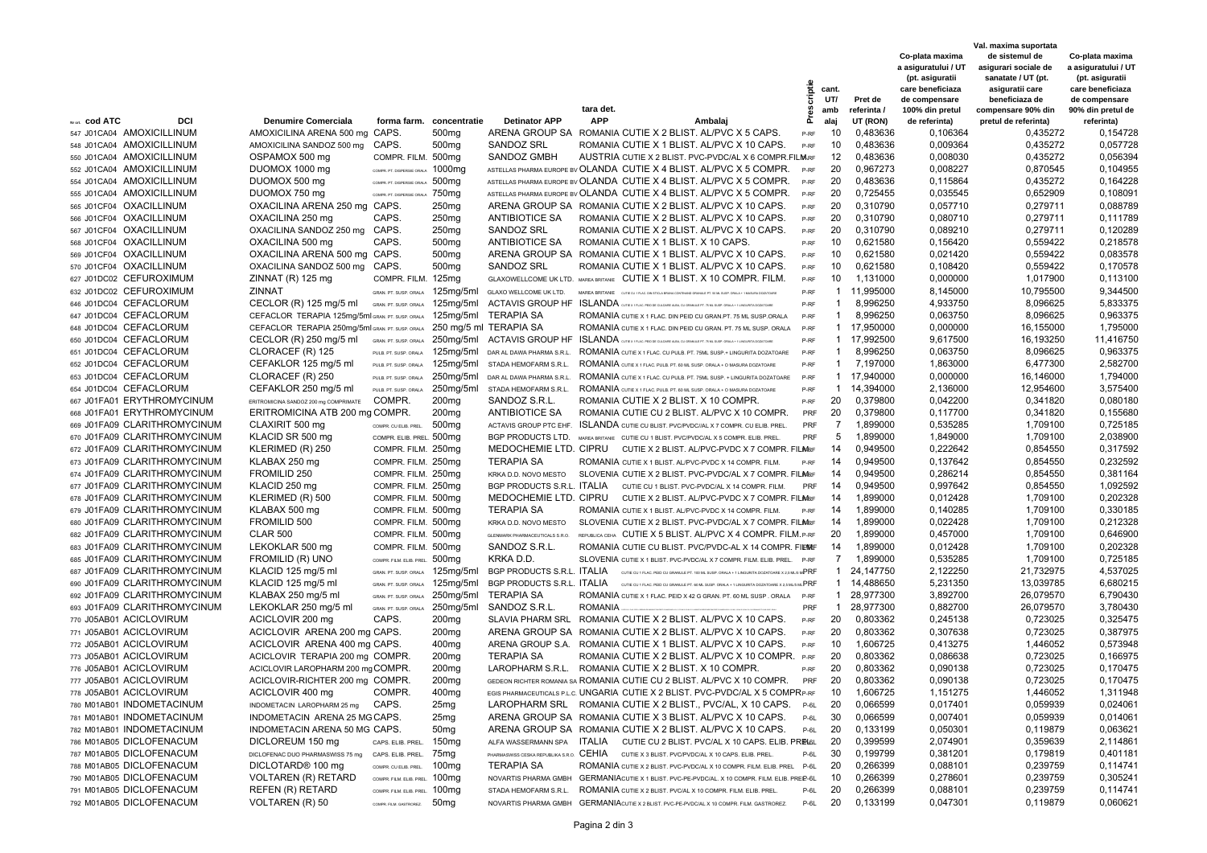| Nr.crt. | cod ATC | DCI | Denumire Comerciala | forma farm. | concentratie | Detinator APP | tara det. APP | Ambalaj | Prescriptie | cant. UT/ amb alaj | Pret de referinta / UT (RON) | Co-plata maxima a asiguratului / UT (pt. asiguratii care beneficiaza de compensare 100% din pretul de referinta) | Val. maxima suportata de sistemul de asigurari sociale de sanatate / UT (pt. asiguratii care beneficiaza de compensare 90% din pretul de referinta) | Co-plata maxima a asiguratului / UT (pt. asiguratii care beneficiaza de compensare 90% din pretul de referinta) |
|---|---|---|---|---|---|---|---|---|---|---|---|---|---|---|
| 547 | J01CA04 | AMOXICILLINUM | AMOXICILINA ARENA 500 mg | CAPS. | 500mg | ARENA GROUP SA | ROMANIA | CUTIE X 2 BLIST. AL/PVC X 5 CAPS. | P-RF | 10 | 0,483636 | 0,106364 | 0,435272 | 0,154728 |
| 548 | J01CA04 | AMOXICILLINUM | AMOXICILINA SANDOZ 500 mg | CAPS. | 500mg | SANDOZ SRL | ROMANIA | CUTIE X 2 BLIST. AL/PVC X 10 CAPS. | P-RF | 10 | 0,483636 | 0,009364 | 0,435272 | 0,057728 |
| 550 | J01CA04 | AMOXICILLINUM | OSPAMOX 500 mg | COMPR. FILM. | 500mg | SANDOZ GMBH | AUSTRIA | CUTIE X 2 BLIST. PVC-PVDC/AL X 6 COMPR.FILM. | P-RF | 12 | 0,483636 | 0,008030 | 0,435272 | 0,056394 |
| 552 | J01CA04 | AMOXICILLINUM | DUOMOX 1000 mg | COMPR. PT. DISPERSIE ORALA | 1000mg | ASTELLAS PHARMA EUROPE BV | OLANDA | CUTIE X 4 BLIST. AL/PVC X 5 COMPR. | P-RF | 20 | 0,967273 | 0,008227 | 0,870545 | 0,104955 |
| 554 | J01CA04 | AMOXICILLINUM | DUOMOX 500 mg | COMPR. PT. DISPERSIE ORALA | 500mg | ASTELLAS PHARMA EUROPE BV | OLANDA | CUTIE X 4 BLIST. AL/PVC X 5 COMPR. | P-RF | 20 | 0,483636 | 0,115864 | 0,435272 | 0,164228 |
| 555 | J01CA04 | AMOXICILLINUM | DUOMOX 750 mg | COMPR. PT. DISPERSIE ORALA | 750mg | ASTELLAS PHARMA EUROPE BV | OLANDA | CUTIE X 4 BLIST. AL/PVC X 5 COMPR. | P-RF | 20 | 0,725455 | 0,035545 | 0,652909 | 0,108091 |
| 565 | J01CF04 | OXACILLINUM | OXACILINA ARENA 250 mg | CAPS. | 250mg | ARENA GROUP SA | ROMANIA | CUTIE X 2 BLIST. AL/PVC X 10 CAPS. | P-RF | 20 | 0,310790 | 0,057710 | 0,279711 | 0,088789 |
| 566 | J01CF04 | OXACILLINUM | OXACILINA 250 mg | CAPS. | 250mg | ANTIBIOTICE SA | ROMANIA | CUTIE X 2 BLIST. AL/PVC X 10 CAPS. | P-RF | 20 | 0,310790 | 0,080710 | 0,279711 | 0,111789 |
| 567 | J01CF04 | OXACILLINUM | OXACILINA SANDOZ 250 mg | CAPS. | 250mg | SANDOZ SRL | ROMANIA | CUTIE X 2 BLIST. AL/PVC X 10 CAPS. | P-RF | 20 | 0,310790 | 0,089210 | 0,279711 | 0,120289 |
| 568 | J01CF04 | OXACILLINUM | OXACILINA 500 mg | CAPS. | 500mg | ANTIBIOTICE SA | ROMANIA | CUTIE X 1 BLIST. X 10 CAPS. | P-RF | 10 | 0,621580 | 0,156420 | 0,559422 | 0,218578 |
| 569 | J01CF04 | OXACILLINUM | OXACILINA ARENA 500 mg | CAPS. | 500mg | ARENA GROUP SA | ROMANIA | CUTIE X 1 BLIST. AL/PVC X 10 CAPS. | P-RF | 10 | 0,621580 | 0,021420 | 0,559422 | 0,083578 |
| 570 | J01CF04 | OXACILLINUM | OXACILINA SANDOZ 500 mg | CAPS. | 500mg | SANDOZ SRL | ROMANIA | CUTIE X 1 BLIST. AL/PVC X 10 CAPS. | P-RF | 10 | 0,621580 | 0,108420 | 0,559422 | 0,170578 |
| 627 | J01DC02 | CEFUROXIMUM | ZINNAT (R) 125 mg | COMPR. FILM. | 125mg | GLAXOWELLCOME UK LTD. | MAREA BRITANIE | CUTIE X 1 BLIST. X 10 COMPR. FILM. | P-RF | 10 | 1,131000 | 0,000000 | 1,017900 | 0,113100 |
| 632 | J01DC02 | CEFUROXIMUM | ZINNAT | GRAN. PT. SUSP. ORALA | 125mg/5ml | GLAXO WELLCOME UK LTD. | MAREA BRITANIE | CUTIE CU 1 FLAC. DIN STICLA BRUNA CONTINAND GRANULE PT. 50 ML SUSP. ORALA + 1 MASURA DOZATOARE | P-RF | 1 | 11,995000 | 8,145000 | 10,795500 | 9,344500 |
| 646 | J01DC04 | CEFACLORUM | CECLOR (R) 125 mg/5 ml | GRAN. PT. SUSP. ORALA | 125mg/5ml | ACTAVIS GROUP HF | ISLANDA | CUTIE X 1 FLAC. PEID DE CULOARE ALBA CU GRANULE PT. 75 ML SUSP. ORALA + 1 LINGURITA DOZATOARE | P-RF | 1 | 8,996250 | 4,933750 | 8,096625 | 5,833375 |
| 647 | J01DC04 | CEFACLORUM | CEFACLOR TERAPIA 125mg/5ml | GRAN. PT. SUSP. ORALA | 125mg/5ml | TERAPIA SA | ROMANIA | CUTIE X 1 FLAC. DIN PEID CU GRAN.PT. 75 ML SUSP.ORALA | P-RF | 1 | 8,996250 | 0,063750 | 8,096625 | 0,963375 |
| 648 | J01DC04 | CEFACLORUM | CEFACLOR TERAPIA 250mg/5ml | GRAN. PT. SUSP. ORALA | 250 mg/5 ml | TERAPIA SA | ROMANIA | CUTIE X 1 FLAC. DIN PEID CU GRAN. PT. 75 ML SUSP. ORALA | P-RF | 1 | 17,950000 | 0,000000 | 16,155000 | 1,795000 |
| 650 | J01DC04 | CEFACLORUM | CECLOR (R) 250 mg/5 ml | GRAN. PT. SUSP. ORALA | 250mg/5ml | ACTAVIS GROUP HF | ISLANDA | CUTIE X 1 FLAC. PEID DE CULOARE ALBA CU GRANULE PT. 75 ML SUSP. ORALA + 1 LINGURITA DOZATOARE | P-RF | 1 | 17,992500 | 9,617500 | 16,193250 | 11,416750 |
| 651 | J01DC04 | CEFACLORUM | CLORACEF (R) 125 | PULB. PT. SUSP. ORALA | 125mg/5ml | DAR AL DAWA PHARMA S.R.L. | ROMANIA | CUTIE X 1 FLAC. CU PULB. PT. 75ML SUSP.+ LINGURITA DOZATOARE | P-RF | 1 | 8,996250 | 0,063750 | 8,096625 | 0,963375 |
| 652 | J01DC04 | CEFACLORUM | CEFAKLOR 125 mg/5 ml | PULB. PT. SUSP. ORALA | 125mg/5ml | STADA HEMOFARM S.R.L. | ROMANIA | CUTIE X 1 FLAC. PULB. PT. 60 ML SUSP. ORALA + O MASURA DOZATOARE | P-RF | 1 | 7,197000 | 1,863000 | 6,477300 | 2,582700 |
| 653 | J01DC04 | CEFACLORUM | CLORACEF (R) 250 | PULB. PT. SUSP. ORALA | 250mg/5ml | DAR AL DAWA PHARMA S.R.L. | ROMANIA | CUTIE X 1 FLAC. CU PULB. PT. 75ML SUSP. + LINGURITA DOZATOARE | P-RF | 1 | 17,940000 | 0,000000 | 16,146000 | 1,794000 |
| 654 | J01DC04 | CEFACLORUM | CEFAKLOR 250 mg/5 ml | PULB. PT. SUSP. ORALA | 250mg/5ml | STADA HEMOFARM S.R.L. | ROMANIA | CUTIE X 1 FLAC. PULB. PT. 60 ML SUSP. ORALA + O MASURA DOZATOARE | P-RF | 1 | 14,394000 | 2,136000 | 12,954600 | 3,575400 |
| 667 | J01FA01 | ERYTHROMYCINUM | ERITROMICINA SANDOZ 200 mg COMPRIMATE | COMPR. | 200mg | SANDOZ S.R.L. | ROMANIA | CUTIE X 2 BLIST. X 10 COMPR. | P-RF | 20 | 0,379800 | 0,042200 | 0,341820 | 0,080180 |
| 668 | J01FA01 | ERYTHROMYCINUM | ERITROMICINA ATB 200 mg | COMPR. | 200mg | ANTIBIOTICE SA | ROMANIA | CUTIE CU 2 BLIST. AL/PVC X 10 COMPR. | PRF | 20 | 0,379800 | 0,117700 | 0,341820 | 0,155680 |
| 669 | J01FA09 | CLARITHROMYCINUM | CLAXIRIT 500 mg | COMPR. CU ELIB. PREL. | 500mg | ACTAVIS GROUP PTC EHF. | ISLANDA | CUTIE CU BLIST. PVC/PVDC/AL X 7 COMPR. CU ELIB. PREL. | PRF | 7 | 1,899000 | 0,535285 | 1,709100 | 0,725185 |
| 670 | J01FA09 | CLARITHROMYCINUM | KLACID SR 500 mg | COMPR. ELIB. PREL. | 500mg | BGP PRODUCTS LTD. | MAREA BRITANIE | CUTIE CU 1 BLIST. PVC/PVDC/AL X 5 COMPR. ELIB. PREL. | PRF | 5 | 1,899000 | 1,849000 | 1,709100 | 2,038900 |
| 672 | J01FA09 | CLARITHROMYCINUM | KLERIMED (R) 250 | COMPR. FILM. | 250mg | MEDOCHEMIE LTD. | CIPRU | CUTIE X 2 BLIST. AL/PVC-PVDC X 7 COMPR. FILM. | P-RF | 14 | 0,949500 | 0,222642 | 0,854550 | 0,317592 |
| 673 | J01FA09 | CLARITHROMYCINUM | KLABAX 250 mg | COMPR. FILM. | 250mg | TERAPIA SA | ROMANIA | CUTIE X 1 BLIST. AL/PVC-PVDC X 14 COMPR. FILM. | P-RF | 14 | 0,949500 | 0,137642 | 0,854550 | 0,232592 |
| 674 | J01FA09 | CLARITHROMYCINUM | FROMILID 250 | COMPR. FILM. | 250mg | KRKA D.D. NOVO MESTO | SLOVENIA | CUTIE X 2 BLIST. PVC-PVDC/AL X 7 COMPR. FILM. | P-RF | 14 | 0,949500 | 0,286214 | 0,854550 | 0,381164 |
| 677 | J01FA09 | CLARITHROMYCINUM | KLACID 250 mg | COMPR. FILM. | 250mg | BGP PRODUCTS S.R.L. | ITALIA | CUTIE CU 1 BLIST. PVC-PVDC/AL X 14 COMPR. FILM. | PRF | 14 | 0,949500 | 0,997642 | 0,854550 | 1,092592 |
| 678 | J01FA09 | CLARITHROMYCINUM | KLERIMED (R) 500 | COMPR. FILM. | 500mg | MEDOCHEMIE LTD. | CIPRU | CUTIE X 2 BLIST. AL/PVC-PVDC X 7 COMPR. FILM. | P-RF | 14 | 1,899000 | 0,012428 | 1,709100 | 0,202328 |
| 679 | J01FA09 | CLARITHROMYCINUM | KLABAX 500 mg | COMPR. FILM. | 500mg | TERAPIA SA | ROMANIA | CUTIE X 1 BLIST. AL/PVC-PVDC X 14 COMPR. FILM. | P-RF | 14 | 1,899000 | 0,140285 | 1,709100 | 0,330185 |
| 680 | J01FA09 | CLARITHROMYCINUM | FROMILID 500 | COMPR. FILM. | 500mg | KRKA D.D. NOVO MESTO | SLOVENIA | CUTIE X 2 BLIST. PVC-PVDC/AL X 7 COMPR. FILM. | P-RF | 14 | 1,899000 | 0,022428 | 1,709100 | 0,212328 |
| 682 | J01FA09 | CLARITHROMYCINUM | CLAR 500 | COMPR. FILM. | 500mg | GLENMARK PHARMACEUTICALS S.R.O. | REPUBLICA CEHA | CUTIE X 5 BLIST. AL/PVC X 4 COMPR. FILM. | P-RF | 20 | 1,899000 | 0,457000 | 1,709100 | 0,646900 |
| 683 | J01FA09 | CLARITHROMYCINUM | LEKOKLAR 500 mg | COMPR. FILM. | 500mg | SANDOZ S.R.L. | ROMANIA | CUTIE CU BLIST. PVC/PVDC-AL X 14 COMPR. FILM. | P-RF | 14 | 1,899000 | 0,012428 | 1,709100 | 0,202328 |
| 685 | J01FA09 | CLARITHROMYCINUM | FROMILID (R) UNO | COMPR. FILM. ELIB. PREL. | 500mg | KRKA D.D. | SLOVENIA | CUTIE X 1 BLIST. PVC-PVDC/AL X 7 COMPR. FILM. ELIB. PREL. | P-RF | 7 | 1,899000 | 0,535285 | 1,709100 | 0,725185 |
| 687 | J01FA09 | CLARITHROMYCINUM | KLACID 125 mg/5 ml | GRAN. PT. SUSP. ORALA | 125mg/5ml | BGP PRODUCTS S.R.L. | ITALIA | CUTIE CU 1 FLAC. PEID CU GRANULE PT. 100 ML SUSP. ORALA + 1 LINGURITA DOZATOARE X 2,5 ML/5 ML | PRF | 1 | 24,147750 | 2,122250 | 21,732975 | 4,537025 |
| 690 | J01FA09 | CLARITHROMYCINUM | KLACID 125 mg/5 ml | GRAN. PT. SUSP. ORALA | 125mg/5ml | BGP PRODUCTS S.R.L. | ITALIA | CUTIE CU 1 FLAC. PEID CU GRANULE PT. 60 ML SUSP. ORALA + 1 LINGURITA DOZATOARE X 2,5 ML/5 ML | PRF | 1 | 14,488650 | 5,231350 | 13,039785 | 6,680215 |
| 692 | J01FA09 | CLARITHROMYCINUM | KLABAX 250 mg/5 ml | GRAN. PT. SUSP. ORALA | 250mg/5ml | TERAPIA SA | ROMANIA | CUTIE X 1 FLAC. PEID X 42 G GRAN. PT. 60 ML SUSP . ORALA | P-RF | 1 | 28,977300 | 3,892700 | 26,079570 | 6,790430 |
| 693 | J01FA09 | CLARITHROMYCINUM | LEKOKLAR 250 mg/5 ml | GRAN. PT. SUSP. ORALA | 250mg/5ml | SANDOZ S.R.L. | ROMANIA | | PRF | 1 | 28,977300 | 0,882700 | 26,079570 | 3,780430 |
| 770 | J05AB01 | ACICLOVIRUM | ACICLOVIR 200 mg | CAPS. | 200mg | SLAVIA PHARM SRL | ROMANIA | CUTIE X 2 BLIST. AL/PVC X 10 CAPS. | P-RF | 20 | 0,803362 | 0,245138 | 0,723025 | 0,325475 |
| 771 | J05AB01 | ACICLOVIRUM | ACICLOVIR ARENA 200 mg | CAPS. | 200mg | ARENA GROUP SA | ROMANIA | CUTIE X 2 BLIST. AL/PVC X 10 CAPS. | P-RF | 20 | 0,803362 | 0,307638 | 0,723025 | 0,387975 |
| 772 | J05AB01 | ACICLOVIRUM | ACICLOVIR ARENA 400 mg | CAPS. | 400mg | ARENA GROUP S.A. | ROMANIA | CUTIE X 1 BLIST. AL/PVC X 10 CAPS. | P-RF | 10 | 1,606725 | 0,413275 | 1,446052 | 0,573948 |
| 773 | J05AB01 | ACICLOVIRUM | ACICLOVIR TERAPIA 200 mg | COMPR. | 200mg | TERAPIA SA | ROMANIA | CUTIE X 2 BLIST. AL/PVC X 10 COMPR. | P-RF | 20 | 0,803362 | 0,086638 | 0,723025 | 0,166975 |
| 776 | J05AB01 | ACICLOVIRUM | ACICLOVIR LAROPHARM 200 mg | COMPR. | 200mg | LAROPHARM S.R.L. | ROMANIA | CUTIE X 2 BLIST. X 10 COMPR. | P-RF | 20 | 0,803362 | 0,090138 | 0,723025 | 0,170475 |
| 777 | J05AB01 | ACICLOVIRUM | ACICLOVIR-RICHTER 200 mg | COMPR. | 200mg | GEDEON RICHTER ROMANIA SA | ROMANIA | CUTIE CU 2 BLIST. AL/PVC X 10 COMPR. | PRF | 20 | 0,803362 | 0,090138 | 0,723025 | 0,170475 |
| 778 | J05AB01 | ACICLOVIRUM | ACICLOVIR 400 mg | COMPR. | 400mg | EGIS PHARMACEUTICALS P.L.C. | UNGARIA | CUTIE X 2 BLIST. PVC-PVDC/AL X 5 COMPR. | P-RF | 10 | 1,606725 | 1,151275 | 1,446052 | 1,311948 |
| 780 | M01AB01 | INDOMETACINUM | INDOMETACIN LAROPHARM 25 mg | CAPS. | 25mg | LAROPHARM SRL | ROMANIA | CUTIE X 2 BLIST., PVC/AL, X 10 CAPS. | P-6L | 20 | 0,066599 | 0,017401 | 0,059939 | 0,024061 |
| 781 | M01AB01 | INDOMETACINUM | INDOMETACIN ARENA 25 MG | CAPS. | 25mg | ARENA GROUP SA | ROMANIA | CUTIE X 3 BLIST. AL/PVC X 10 CAPS. | P-6L | 30 | 0,066599 | 0,007401 | 0,059939 | 0,014061 |
| 782 | M01AB01 | INDOMETACINUM | INDOMETACIN ARENA 50 MG | CAPS. | 50mg | ARENA GROUP SA | ROMANIA | CUTIE X 2 BLIST. AL/PVC X 10 CAPS. | P-6L | 20 | 0,133199 | 0,050301 | 0,119879 | 0,063621 |
| 786 | M01AB05 | DICLOFENACUM | DICLOREUM 150 mg | CAPS. ELIB. PREL. | 150mg | ALFA WASSERMANN SPA | ITALIA | CUTIE CU 2 BLIST. PVC/AL X 10 CAPS. ELIB. PREL. | P-6L | 20 | 0,399599 | 2,074901 | 0,359639 | 2,114861 |
| 787 | M01AB05 | DICLOFENACUM | DICLOFENAC DUO PHARMASWISS 75 mg | CAPS. ELIB. PREL. | 75mg | PHARMASWISS CESKA REPUBLIKA S.R.O. | CEHIA | CUTIE X 3 BLIST. PVC/PVDC/AL X 10 CAPS. ELIB. PREL. | P-6L | 30 | 0,199799 | 0,381201 | 0,179819 | 0,401181 |
| 788 | M01AB05 | DICLOFENACUM | DICLOTARD® 100 mg | COMPR. CU ELIB. PREL. | 100mg | TERAPIA SA | ROMANIA | CUTIE X 2 BLIST. PVC-PVDC/AL X 10 COMPR. FILM. ELIB. PREL. | P-6L | 20 | 0,266399 | 0,088101 | 0,239759 | 0,114741 |
| 790 | M01AB05 | DICLOFENACUM | VOLTAREN (R) RETARD | COMPR. FILM. ELIB. PREL. | 100mg | NOVARTIS PHARMA GMBH | GERMANIA | CUTIE X 1 BLIST. PVC-PE-PVDC/AL. X 10 COMPR. FILM. ELIB. PREL. | P-6L | 10 | 0,266399 | 0,278601 | 0,239759 | 0,305241 |
| 791 | M01AB05 | DICLOFENACUM | REFEN (R) RETARD | COMPR. FILM. ELIB. PREL. | 100mg | STADA HEMOFARM S.R.L. | ROMANIA | CUTIE X 2 BLIST. PVC/AL X 10 COMPR. FILM. ELIB. PREL. | P-6L | 20 | 0,266399 | 0,088101 | 0,239759 | 0,114741 |
| 792 | M01AB05 | DICLOFENACUM | VOLTAREN (R) 50 | COMPR. FILM. GASTROREZ. | 50mg | NOVARTIS PHARMA GMBH | GERMANIA | CUTIE X 2 BLIST. PVC-PE-PVDC/AL X 10 COMPR. FILM. GASTROREZ. | P-6L | 20 | 0,133199 | 0,047301 | 0,119879 | 0,060621 |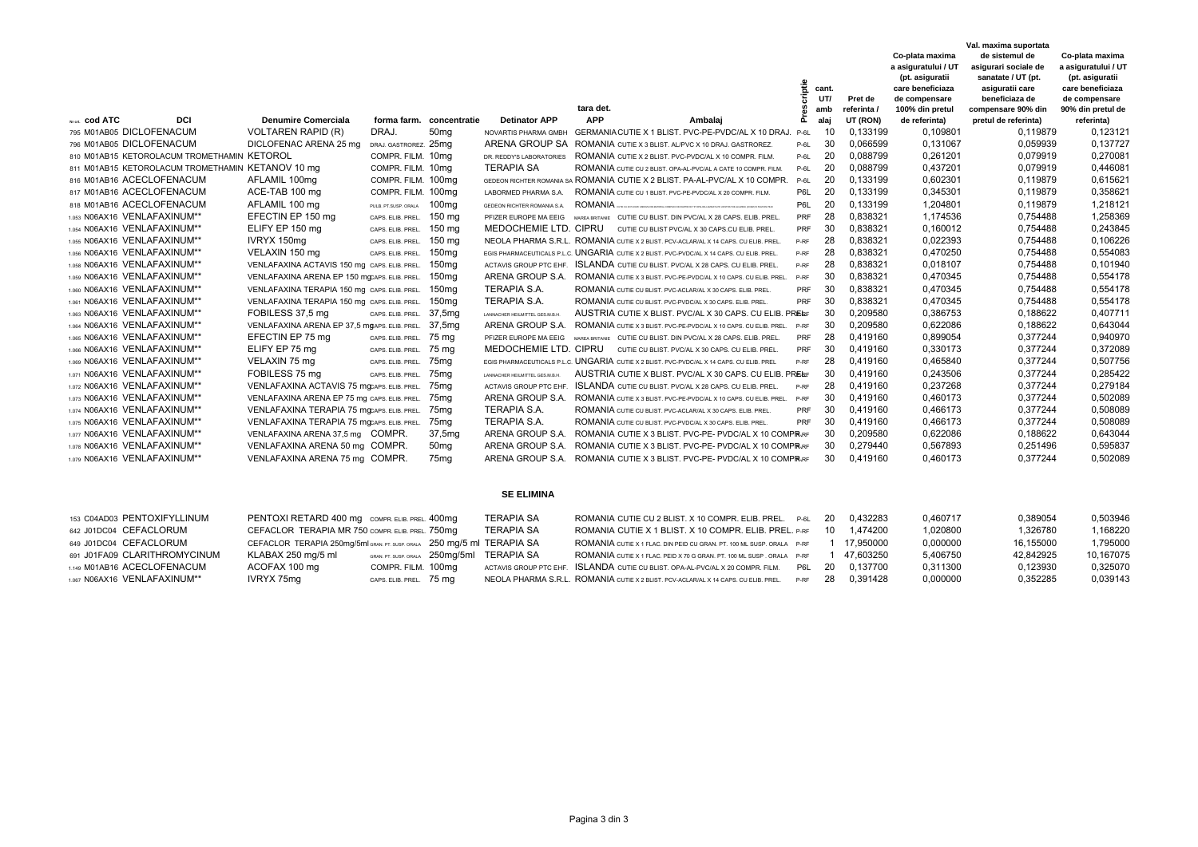| Nr. crt. | cod ATC | DCI | Denumire Comerciala | forma farm. | concentratie | Detinator APP | tara det. APP | Ambalaj | Prescriptie | cant. UT/ amb alaj | Pret de referinta / UT (RON) | Co-plata maxima a asiguratului / UT (pt. asiguratii care beneficiaza de compensare 100% din pretul de referinta) | Val. maxima suportata de sistemul de asigurari sociale de sanatate / UT (pt. asiguratii care beneficiaza de compensare 90% din pretul de referinta) | Co-plata maxima a asiguratului / UT (pt. asiguratii care beneficiaza de compensare 90% din pretul de referinta) |
|---|---|---|---|---|---|---|---|---|---|---|---|---|---|---|
| 795 | M01AB05 | DICLOFENACUM | VOLTAREN RAPID (R) | DRAJ. | 50mg | NOVARTIS PHARMA GMBH | GERMANIA | CUTIE X 1 BLIST. PVC-PE-PVDC/AL X 10 DRAJ. | P-6L | 10 | 0,133199 | 0,109801 | 0,119879 | 0,123121 |
| 796 | M01AB05 | DICLOFENACUM | DICLOFENAC ARENA 25 mg | DRAJ. GASTROREZ. | 25mg | ARENA GROUP SA | ROMANIA | CUTIE X 3 BLIST. AL/PVC X 10 DRAJ. GASTROREZ. | P-6L | 30 | 0,066599 | 0,131067 | 0,059939 | 0,137727 |
| 810 | M01AB15 | KETOROLACUM TROMETHAMIN | KETOROL | COMPR. FILM. | 10mg | DR. REDDY'S LABORATORIES | ROMANIA | CUTIE X 2 BLIST. PVC-PVDC/AL X 10 COMPR. FILM. | P-6L | 20 | 0,088799 | 0,261201 | 0,079919 | 0,270081 |
| 811 | M01AB15 | KETOROLACUM TROMETHAMIN | KETANOV 10 mg | COMPR. FILM. | 10mg | TERAPIA SA | ROMANIA | CUTIE CU 2 BLIST. OPA-AL-PVC/AL A CATE 10 COMPR. FILM. | P-6L | 20 | 0,088799 | 0,437201 | 0,079919 | 0,446081 |
| 816 | M01AB16 | ACECLOFENACUM | AFLAMIL 100mg | COMPR. FILM. | 100mg | GEDEON RICHTER ROMANIA SA | ROMANIA | CUTIE X 2 BLIST. PA-AL-PVC/AL X 10 COMPR. | P-6L | 20 | 0,133199 | 0,602301 | 0,119879 | 0,615621 |
| 817 | M01AB16 | ACECLOFENACUM | ACE-TAB 100 mg | COMPR. FILM. | 100mg | LABORMED PHARMA S.A. | ROMANIA | CUTIE CU 1 BLIST. PVC-PE-PVDC/AL X 20 COMPR. FILM. | P6L | 20 | 0,133199 | 0,345301 | 0,119879 | 0,358621 |
| 818 | M01AB16 | ACECLOFENACUM | AFLAMIL 100mg | PULB. PT.SUSP. ORALA | 100mg | GEDEON RICHTER ROMANIA S.A. | ROMANIA | | P6L | 20 | 0,133199 | 1,204801 | 0,119879 | 1,218121 |
| 1.053 | N06AX16 | VENLAFAXINUM** | EFECTIN EP 150 mg | CAPS. ELIB. PREL. | 150 mg | PFIZER EUROPE MA EEIG | MAREA BRITANIE | CUTIE CU BLIST. DIN PVC/AL X 28 CAPS. ELIB. PREL. | PRF | 28 | 0,838321 | 1,174536 | 0,754488 | 1,258369 |
| 1.054 | N06AX16 | VENLAFAXINUM** | ELIFY EP 150 mg | CAPS. ELIB. PREL. | 150 mg | MEDOCHEMIE LTD. | CIPRU | CUTIE CU BLIST PVC/AL X 30 CAPS.CU ELIB. PREL. | PRF | 30 | 0,838321 | 0,160012 | 0,754488 | 0,243845 |
| 1.055 | N06AX16 | VENLAFAXINUM** | IVRYX 150mg | CAPS. ELIB. PREL. | 150 mg | NEOLA PHARMA S.R.L. | ROMANIA | CUTIE X 2 BLIST. PCV-ACLAR/AL X 14 CAPS. CU ELIB. PREL. | P-RF | 28 | 0,838321 | 0,022393 | 0,754488 | 0,106226 |
| 1.056 | N06AX16 | VENLAFAXINUM** | VELAXIN 150 mg | CAPS. ELIB. PREL. | 150mg | EGIS PHARMACEUTICALS P.L.C. | UNGARIA | CUTIE X 2 BLIST. PVC-PVDC/AL X 14 CAPS. CU ELIB. PREL. | P-RF | 28 | 0,838321 | 0,470250 | 0,754488 | 0,554083 |
| 1.058 | N06AX16 | VENLAFAXINUM** | VENLAFAXINA ACTAVIS 150 mg | CAPS. ELIB. PREL. | 150mg | ACTAVIS GROUP PTC EHF. | ISLANDA | CUTIE CU BLIST. PVC/AL X 28 CAPS. CU ELIB. PREL. | P-RF | 28 | 0,838321 | 0,018107 | 0,754488 | 0,101940 |
| 1.059 | N06AX16 | VENLAFAXINUM** | VENLAFAXINA ARENA EP 150 mg | CAPS. ELIB. PREL. | 150mg | ARENA GROUP S.A. | ROMANIA | CUTIE X 3 BLIST. PVC-PE-PVDC/AL X 10 CAPS. CU ELIB. PREL. | P-RF | 30 | 0,838321 | 0,470345 | 0,754488 | 0,554178 |
| 1.060 | N06AX16 | VENLAFAXINUM** | VENLAFAXINA TERAPIA 150 mg | CAPS. ELIB. PREL. | 150mg | TERAPIA S.A. | ROMANIA | CUTIE CU BLIST. PVC-ACLAR/AL X 30 CAPS. ELIB. PREL. | PRF | 30 | 0,838321 | 0,470345 | 0,754488 | 0,554178 |
| 1.061 | N06AX16 | VENLAFAXINUM** | VENLAFAXINA TERAPIA 150 mg | CAPS. ELIB. PREL. | 150mg | TERAPIA S.A. | ROMANIA | CUTIE CU BLIST. PVC-PVDC/AL X 30 CAPS. ELIB. PREL. | PRF | 30 | 0,838321 | 0,470345 | 0,754488 | 0,554178 |
| 1.063 | N06AX16 | VENLAFAXINUM** | FOBILESS 37,5 mg | CAPS. ELIB. PREL. | 37,5mg | LANNACHER HEILMITTEL GES.M.B.H. | AUSTRIA | CUTIE X BLIST. PVC/AL X 30 CAPS. CU ELIB. PREL. | P-RF | 30 | 0,209580 | 0,386753 | 0,188622 | 0,407711 |
| 1.064 | N06AX16 | VENLAFAXINUM** | VENLAFAXINA ARENA EP 37,5 mg | CAPS. ELIB. PREL. | 37,5mg | ARENA GROUP S.A. | ROMANIA | CUTIE X 3 BLIST. PVC-PE-PVDC/AL X 10 CAPS. CU ELIB. PREL. | P-RF | 30 | 0,209580 | 0,622086 | 0,188622 | 0,643044 |
| 1.065 | N06AX16 | VENLAFAXINUM** | EFECTIN EP 75 mg | CAPS. ELIB. PREL. | 75 mg | PFIZER EUROPE MA EEIG | MAREA BRITANIE | CUTIE CU BLIST. DIN PVC/AL X 28 CAPS. ELIB. PREL. | PRF | 28 | 0,419160 | 0,899054 | 0,377244 | 0,940970 |
| 1.066 | N06AX16 | VENLAFAXINUM** | ELIFY EP 75 mg | CAPS. ELIB. PREL. | 75 mg | MEDOCHEMIE LTD. | CIPRU | CUTIE CU BLIST. PVC/AL X 30 CAPS. CU ELIB. PREL. | PRF | 30 | 0,419160 | 0,330173 | 0,377244 | 0,372089 |
| 1.069 | N06AX16 | VENLAFAXINUM** | VELAXIN 75 mg | CAPS. ELIB. PREL. | 75mg | EGIS PHARMACEUTICALS P.L.C. | UNGARIA | CUTIE X 2 BLIST. PVC-PVDC/AL X 14 CAPS. CU ELIB. PREL. | P-RF | 28 | 0,419160 | 0,465840 | 0,377244 | 0,507756 |
| 1.071 | N06AX16 | VENLAFAXINUM** | FOBILESS 75 mg | CAPS. ELIB. PREL. | 75mg | LANNACHER HEILMITTEL GES.M.B.H. | AUSTRIA | CUTIE X BLIST. PVC/AL X 30 CAPS. CU ELIB. PREL. | P-RF | 30 | 0,419160 | 0,243506 | 0,377244 | 0,285422 |
| 1.072 | N06AX16 | VENLAFAXINUM** | VENLAFAXINA ACTAVIS 75 mg | CAPS. ELIB. PREL. | 75mg | ACTAVIS GROUP PTC EHF. | ISLANDA | CUTIE CU BLIST. PVC/AL X 28 CAPS. CU ELIB. PREL. | P-RF | 28 | 0,419160 | 0,237268 | 0,377244 | 0,279184 |
| 1.073 | N06AX16 | VENLAFAXINUM** | VENLAFAXINA ARENA EP 75 mg | CAPS. ELIB. PREL. | 75mg | ARENA GROUP S.A. | ROMANIA | CUTIE X 3 BLIST. PVC-PE-PVDC/AL X 10 CAPS. CU ELIB. PREL. | P-RF | 30 | 0,419160 | 0,460173 | 0,377244 | 0,502089 |
| 1.074 | N06AX16 | VENLAFAXINUM** | VENLAFAXINA TERAPIA 75 mg | CAPS. ELIB. PREL. | 75mg | TERAPIA S.A. | ROMANIA | CUTIE CU BLIST. PVC-ACLAR/AL X 30 CAPS. ELIB. PREL. | PRF | 30 | 0,419160 | 0,466173 | 0,377244 | 0,508089 |
| 1.075 | N06AX16 | VENLAFAXINUM** | VENLAFAXINA TERAPIA 75 mg | CAPS. ELIB. PREL. | 75mg | TERAPIA S.A. | ROMANIA | CUTIE CU BLIST. PVC-PVDC/AL X 30 CAPS. ELIB. PREL. | PRF | 30 | 0,419160 | 0,466173 | 0,377244 | 0,508089 |
| 1.077 | N06AX16 | VENLAFAXINUM** | VENLAFAXINA ARENA 37,5 mg | COMPR. | 37,5mg | ARENA GROUP S.A. | ROMANIA | CUTIE X 3 BLIST. PVC-PE- PVDC/AL X 10 COMPR. | P-RF | 30 | 0,209580 | 0,622086 | 0,188622 | 0,643044 |
| 1.078 | N06AX16 | VENLAFAXINUM** | VENLAFAXINA ARENA 50 mg | COMPR. | 50mg | ARENA GROUP S.A. | ROMANIA | CUTIE X 3 BLIST. PVC-PE- PVDC/AL X 10 COMPR. | P-RF | 30 | 0,279440 | 0,567893 | 0,251496 | 0,595837 |
| 1.079 | N06AX16 | VENLAFAXINUM** | VENLAFAXINA ARENA 75 mg | COMPR. | 75mg | ARENA GROUP S.A. | ROMANIA | CUTIE X 3 BLIST. PVC-PE- PVDC/AL X 10 COMPR. | P-RF | 30 | 0,419160 | 0,460173 | 0,377244 | 0,502089 |

## SE ELIMINA

| Nr. crt. | cod ATC | DCI | Denumire Comerciala | forma farm. | concentratie | Detinator APP | tara det. APP | Ambalaj | Prescriptie | cant. UT/ ambalaj | Pret de referinta / UT (RON) | Co-plata maxima 100% | Val. maxima suportata 90% | Co-plata maxima 90% |
|---|---|---|---|---|---|---|---|---|---|---|---|---|---|---|
| 153 | C04AD03 | PENTOXIFYLLINUM | PENTOXI RETARD 400 mg | COMPR. ELIB. PREL. | 400mg | TERAPIA SA | ROMANIA | CUTIE CU 2 BLIST. X 10 COMPR. ELIB. PREL. | P-6L | 20 | 0,432283 | 0,460717 | 0,389054 | 0,503946 |
| 642 | J01DC04 | CEFACLORUM | CEFACLOR TERAPIA MR 750 | COMPR. ELIB. PREL. | 750mg | TERAPIA SA | ROMANIA | CUTIE X 1 BLIST. X 10 COMPR. ELIB. PREL. | P-RF | 10 | 1,474200 | 1,020800 | 1,326780 | 1,168220 |
| 649 | J01DC04 | CEFACLORUM | CEFACLOR TERAPIA 250mg/5ml | GRAN. PT. SUSP. ORALA | 250 mg/5 ml | TERAPIA SA | ROMANIA | CUTIE X 1 FLAC. DIN PEID CU GRAN. PT. 100 ML SUSP. ORALA | P-RF | 1 | 17,950000 | 0,000000 | 16,155000 | 1,795000 |
| 691 | J01FA09 | CLARITHROMYCINUM | KLABAX 250 mg/5 ml | GRAN. PT. SUSP. ORALA | 250mg/5ml | TERAPIA SA | ROMANIA | CUTIE X 1 FLAC. PEID X 70 G GRAN. PT. 100 ML SUSP . ORALA | P-RF | 1 | 47,603250 | 5,406750 | 42,842925 | 10,167075 |
| 1.149 | M01AB16 | ACECLOFENACUM | ACOFAX 100 mg | COMPR. FILM. | 100mg | ACTAVIS GROUP PTC EHF. | ISLANDA | CUTIE CU BLIST. OPA-AL-PVC/AL X 20 COMPR. FILM. | P6L | 20 | 0,137700 | 0,311300 | 0,123930 | 0,325070 |
| 1.067 | N06AX16 | VENLAFAXINUM** | IVRYX 75mg | CAPS. ELIB. PREL. | 75 mg | NEOLA PHARMA S.R.L. | ROMANIA | CUTIE X 2 BLIST. PCV-ACLAR/AL X 14 CAPS. CU ELIB. PREL. | P-RF | 28 | 0,391428 | 0,000000 | 0,352285 | 0,039143 |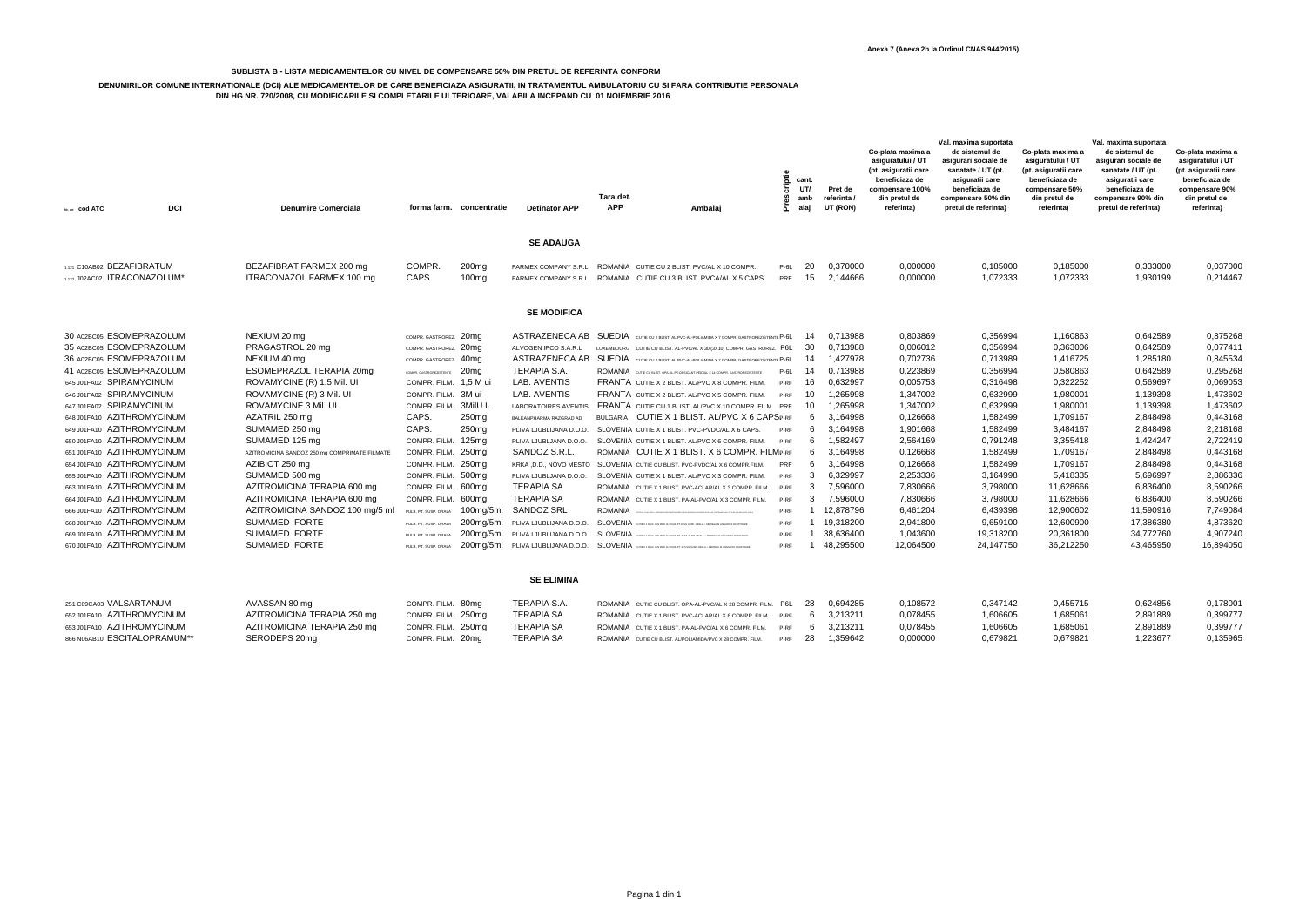Anexa 7 (Anexa 2b la Ordinul CNAS 944/2015)

**SUBLISTA B - LISTA MEDICAMENTELOR CU NIVEL DE COMPENSARE 50% DIN PRETUL DE REFERINTA CONFORM**

**DENUMIRILOR COMUNE INTERNATIONALE (DCI) ALE MEDICAMENTELOR DE CARE BENEFICIAZA ASIGURATII, IN TRATAMENTUL AMBULATORIU CU SI FARA CONTRIBUTIE PERSONALA DIN HG NR. 720/2008, CU MODIFICARILE SI COMPLETARILE ULTERIOARE, VALABILA INCEPAND CU 01 NOIEMBRIE 2016**

| Nr. crt. | cod ATC | DCI | Denumire Comerciala | forma farm. | concentratie | Detinator APP | Tara det. APP | Ambalaj | Prescriptie | cant. UT/ amb alaj | Pret de referinta / UT (RON) | Co-plata maxima a asiguratului / UT (pt. asiguratii care beneficiaza de compensare 100% din pretul de referinta) | Val. maxima suportata de sistemul de asigurari sociale de sanatate / UT (pt. asiguratii care beneficiaza de compensare 50% din pretul de referinta) | Co-plata maxima a asiguratului / UT (pt. asiguratii care beneficiaza de compensare 50% din pretul de referinta) | Val. maxima suportata de sistemul de asigurari sociale de sanatate / UT (pt. asiguratii care beneficiaza de compensare 90% din pretul de referinta) | Co-plata maxima a asiguratului / UT (pt. asiguratii care beneficiaza de compensare 90% din pretul de referinta) |
|---|---|---|---|---|---|---|---|---|---|---|---|---|---|---|---|---|
| | | | | | | **SE ADAUGA** | | | | | | | | | | |
| 1.1/1 | C10AB02 | BEZAFIBRATUM | BEZAFIBRAT FARMEX 200 mg | COMPR. | 200mg | FARMEX COMPANY S.R.L. | ROMANIA | CUTIE CU 2 BLIST. PVC/AL X 10 COMPR. | P-6L | 20 | 0,370000 | 0,000000 | 0,185000 | 0,185000 | 0,333000 | 0,037000 |
| 1.1/2 | J02AC02 | ITRACONAZOLUM* | ITRACONAZOL FARMEX 100 mg | CAPS. | 100mg | FARMEX COMPANY S.R.L. | ROMANIA | CUTIE CU 3 BLIST. PVCA/AL X 5 CAPS. | PRF | 15 | 2,144666 | 0,000000 | 1,072333 | 1,072333 | 1,930199 | 0,214467 |
| | | | | | | **SE MODIFICA** | | | | | | | | | | |
| 30 | A02BC05 | ESOMEPRAZOLUM | NEXIUM 20 mg | COMPR. GASTROREZ. | 20mg | ASTRAZENECA AB | SUEDIA | CUTIE CU 2 BLIST. AL/PVC-AL-POLIAMIDA X 7 COMPR. GASTROREZISTENTE | P-6L | 14 | 0,713988 | 0,803869 | 0,356994 | 1,160863 | 0,642589 | 0,875268 |
| 35 | A02BC05 | ESOMEPRAZOLUM | PRAGASTROL 20 mg | COMPR. GASTROREZ. | 20mg | ALVOGEN IPCO S.A.R.L | LUXEMBOURG | CUTIE CU BLIST. AL-PVC/AL X 30 (3X10) COMPR. GASTROREZ. | P6L | 30 | 0,713988 | 0,006012 | 0,356994 | 0,363006 | 0,642589 | 0,077411 |
| 36 | A02BC05 | ESOMEPRAZOLUM | NEXIUM 40 mg | COMPR. GASTROREZ. | 40mg | ASTRAZENECA AB | SUEDIA | CUTIE CU 2 BLIST. AL/PVC-AL-POLIAMIDA X 7 COMPR. GASTROREZISTENTE | P-6L | 14 | 1,427978 | 0,702736 | 0,713989 | 1,416725 | 1,285180 | 0,845534 |
| 41 | A02BC05 | ESOMEPRAZOLUM | ESOMEPRAZOL TERAPIA 20mg | COMPR. GASTROREZISTENTE | 20mg | TERAPIA S.A. | ROMANIA | CUTIE CU BLIST. OPA-AL-PE-DESICANT-PEHD/AL X 14 COMPR. GASTROREZISTENTE | P-6L | 14 | 0,713988 | 0,223869 | 0,356994 | 0,580863 | 0,642589 | 0,295268 |
| 645 | J01FA02 | SPIRAMYCINUM | ROVAMYCINE (R) 1,5 Mil. UI | COMPR. FILM. | 1,5 M ui | LAB. AVENTIS | FRANTA | CUTIE X 2 BLIST. AL/PVC X 8 COMPR. FILM. | P-RF | 16 | 0,632997 | 0,005753 | 0,316498 | 0,322252 | 0,569697 | 0,069053 |
| 646 | J01FA02 | SPIRAMYCINUM | ROVAMYCINE (R) 3 Mil. UI | COMPR. FILM. | 3M ui | LAB. AVENTIS | FRANTA | CUTIE X 2 BLIST. AL/PVC X 5 COMPR. FILM. | P-RF | 10 | 1,265998 | 1,347002 | 0,632999 | 1,980001 | 1,139398 | 1,473602 |
| 647 | J01FA02 | SPIRAMYCINUM | ROVAMYCINE 3 Mil. UI | COMPR. FILM. | 3MilU.I. | LABORATOIRES AVENTIS | FRANTA | CUTIE CU 1 BLIST. AL/PVC X 10 COMPR. FILM. | PRF | 10 | 1,265998 | 1,347002 | 0,632999 | 1,980001 | 1,139398 | 1,473602 |
| 648 | J01FA10 | AZITHROMYCINUM | AZATRIL 250 mg | CAPS. | 250mg | BALKANPHARMA RAZGRAD AD | BULGARIA | CUTIE X 1 BLIST. AL/PVC X 6 CAPS. | P-RF | 6 | 3,164998 | 0,126668 | 1,582499 | 1,709167 | 2,848498 | 0,443168 |
| 649 | J01FA10 | AZITHROMYCINUM | SUMAMED 250 mg | CAPS. | 250mg | PLIVA LJUBLJANA D.O.O. | SLOVENIA | CUTIE X 1 BLIST. PVC-PVDC/AL X 6 CAPS. | P-RF | 6 | 3,164998 | 1,901668 | 1,582499 | 3,484167 | 2,848498 | 2,218168 |
| 650 | J01FA10 | AZITHROMYCINUM | SUMAMED 125 mg | COMPR. FILM. | 125mg | PLIVA LJUBLJANA D.O.O. | SLOVENIA | CUTIE X 1 BLIST. AL/PVC X 6 COMPR. FILM. | P-RF | 6 | 1,582497 | 2,564169 | 0,791248 | 3,355418 | 1,424247 | 2,722419 |
| 651 | J01FA10 | AZITHROMYCINUM | AZITROMICINA SANDOZ 250 mg COMPRIMATE FILMATE | COMPR. FILM. | 250mg | SANDOZ S.R.L. | ROMANIA | CUTIE X 1 BLIST. X 6 COMPR. FILM. | P-RF | 6 | 3,164998 | 0,126668 | 1,582499 | 1,709167 | 2,848498 | 0,443168 |
| 654 | J01FA10 | AZITHROMYCINUM | AZIBIOT 250 mg | COMPR. FILM. | 250mg | KRKA ,D.D., NOVO MESTO | SLOVENIA | CUTIE CU BLIST. PVC-PVDC/AL X 6 COMPR.FILM. | PRF | 6 | 3,164998 | 0,126668 | 1,582499 | 1,709167 | 2,848498 | 0,443168 |
| 655 | J01FA10 | AZITHROMYCINUM | SUMAMED 500 mg | COMPR. FILM. | 500mg | PLIVA LJUBLJANA D.O.O. | SLOVENIA | CUTIE X 1 BLIST. AL/PVC X 3 COMPR. FILM. | P-RF | 3 | 6,329997 | 2,253336 | 3,164998 | 5,418335 | 5,696997 | 2,886336 |
| 663 | J01FA10 | AZITHROMYCINUM | AZITROMICINA TERAPIA 600 mg | COMPR. FILM. | 600mg | TERAPIA SA | ROMANIA | CUTIE X 1 BLIST. PVC-ACLAR/AL X 3 COMPR. FILM. | P-RF | 3 | 7,596000 | 7,830666 | 3,798000 | 11,628666 | 6,836400 | 8,590266 |
| 664 | J01FA10 | AZITHROMYCINUM | AZITROMICINA TERAPIA 600 mg | COMPR. FILM. | 600mg | TERAPIA SA | ROMANIA | CUTIE X 1 BLIST. PA-AL-PVC/AL X 3 COMPR. FILM. | P-RF | 3 | 7,596000 | 7,830666 | 3,798000 | 11,628666 | 6,836400 | 8,590266 |
| 666 | J01FA10 | AZITHROMYCINUM | AZITROMICINA SANDOZ 100 mg/5 ml | PULB. PT. SUSP. ORALA | 100mg/5ml | SANDOZ SRL | ROMANIA | | P-RF | 1 | 12,878796 | 6,461204 | 6,439398 | 12,900602 | 11,590916 | 7,749084 |
| 668 | J01FA10 | AZITHROMYCINUM | SUMAMED FORTE | PULB. PT. SUSP. ORALA | 200mg/5ml | PLIVA LJUBLJANA D.O.O. | SLOVENIA | | P-RF | 1 | 19,318200 | 2,941800 | 9,659100 | 12,600900 | 17,386380 | 4,873620 |
| 669 | J01FA10 | AZITHROMYCINUM | SUMAMED FORTE | PULB. PT. SUSP. ORALA | 200mg/5ml | PLIVA LJUBLJANA D.O.O. | SLOVENIA | | P-RF | 1 | 38,636400 | 1,043600 | 19,318200 | 20,361800 | 34,772760 | 4,907240 |
| 670 | J01FA10 | AZITHROMYCINUM | SUMAMED FORTE | PULB. PT. SUSP. ORALA | 200mg/5ml | PLIVA LJUBLJANA D.O.O. | SLOVENIA | | P-RF | 1 | 48,295500 | 12,064500 | 24,147750 | 36,212250 | 43,465950 | 16,894050 |
| | | | | | | **SE ELIMINA** | | | | | | | | | | |
| 251 | C09CA03 | VALSARTANUM | AVASSAN 80 mg | COMPR. FILM. | 80mg | TERAPIA S.A. | ROMANIA | CUTIE CU BLIST. OPA-AL-PVC/AL X 28 COMPR. FILM. | P6L | 28 | 0,694285 | 0,108572 | 0,347142 | 0,455715 | 0,624856 | 0,178001 |
| 652 | J01FA10 | AZITHROMYCINUM | AZITROMICINA TERAPIA 250 mg | COMPR. FILM. | 250mg | TERAPIA SA | ROMANIA | CUTIE X 1 BLIST. PVC-ACLAR/AL X 6 COMPR. FILM. | P-RF | 6 | 3,213211 | 0,078455 | 1,606605 | 1,685061 | 2,891889 | 0,399777 |
| 653 | J01FA10 | AZITHROMYCINUM | AZITROMICINA TERAPIA 250 mg | COMPR. FILM. | 250mg | TERAPIA SA | ROMANIA | CUTIE X 1 BLIST. PA-AL-PVC/AL X 6 COMPR. FILM. | P-RF | 6 | 3,213211 | 0,078455 | 1,606605 | 1,685061 | 2,891889 | 0,399777 |
| 866 | N06AB10 | ESCITALOPRAMUM** | SERODEPS 20mg | COMPR. FILM. | 20mg | TERAPIA SA | ROMANIA | CUTIE CU BLIST. AL/POLIAMIDA/PVC X 28 COMPR. FILM. | P-RF | 28 | 1,359642 | 0,000000 | 0,679821 | 0,679821 | 1,223677 | 0,135965 |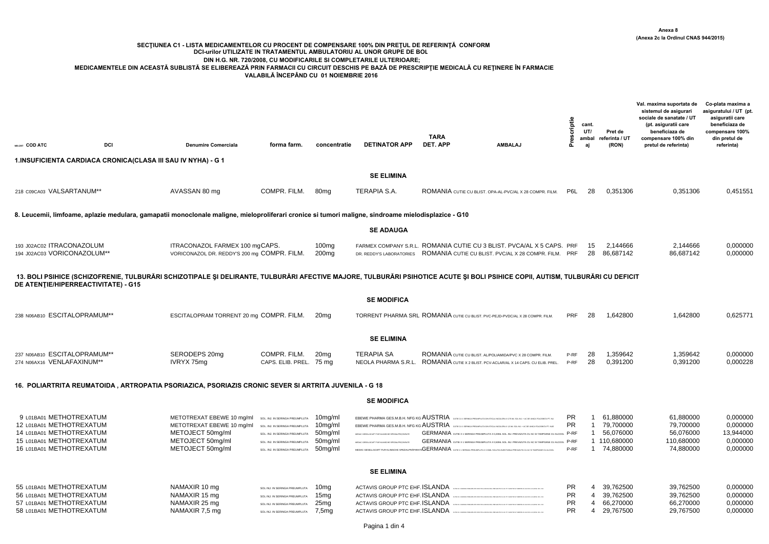**Anexa 8**
**(Anexa 2c la Ordinul CNAS 944/2015)**

**SECŢIUNEA C1 - LISTA MEDICAMENTELOR CU PROCENT DE COMPENSARE 100% DIN PREŢUL DE REFERINŢĂ CONFORM DCI-urilor UTILIZATE IN TRATAMENTUL AMBULATORIU AL UNOR GRUPE DE BOL DIN H.G. NR. 720/2008, CU MODIFICARILE SI COMPLETARILE ULTERIOARE; MEDICAMENTELE DIN ACEASTĂ SUBLISTĂ SE ELIBEREAZĂ PRIN FARMACII CU CIRCUIT DESCHIS PE BAZĂ DE PRESCRIPŢIE MEDICALĂ CU REŢINERE ÎN FARMACIE VALABILĂ ÎNCEPÂND CU 01 NOIEMBRIE 2016**

| NR.CRT | COD ATC | DCI | Denumire Comerciala | forma farm. | concentratie | DETINATOR APP | TARA DET. APP | AMBALAJ | Prescriptie | cant. UT/ ambalaj | Pret de referinta / UT (RON) | Val. maxima suportata de sistemul de asigurari sociale de sanatate / UT (pt. asiguratii care beneficiaza de compensare 100% din pretul de referinta) | Co-plata maxima a asiguratului / UT (pt. asiguratii care beneficiaza de compensare 100% din pretul de referinta) |
|---|---|---|---|---|---|---|---|---|---|---|---|---|---|
| **1.INSUFICIENTA CARDIACA CRONICA(CLASA III SAU IV NYHA) - G 1** | | | | | | | | | | | | | |
| | | | | | | **SE ELIMINA** | | | | | | | |
| 218 | C09CA03 | VALSARTANUM** | AVASSAN 80 mg | COMPR. FILM. | 80mg | TERAPIA S.A. | ROMANIA | CUTIE CU BLIST. OPA-AL-PVC/AL X 28 COMPR. FILM. | P6L | 28 | 0,351306 | 0,351306 | 0,451551 |
| **8. Leucemii, limfoame, aplazie medulara, gamapatii monoclonale maligne, mieloproliferari cronice si tumori maligne, sindroame mielodisplazice - G10** | | | | | | | | | | | | | |
| | | | | | | **SE ADAUGA** | | | | | | | |
| 193 | J02AC02 | ITRACONAZOLUM | ITRACONAZOL FARMEX 100 mg | CAPS. | 100mg | FARMEX COMPANY S.R.L. | ROMANIA | CUTIE CU 3 BLIST. PVCA/AL X 5 CAPS. | PRF | 15 | 2,144666 | 2,144666 | 0,000000 |
| 194 | J02AC03 | VORICONAZOLUM** | VORICONAZOL DR. REDDY'S 200 mg | COMPR. FILM. | 200mg | DR. REDDY'S LABORATORIES | ROMANIA | CUTIE CU BLIST. PVC/AL X 28 COMPR. FILM. | PRF | 28 | 86,687142 | 86,687142 | 0,000000 |
| **13. BOLI PSIHICE (SCHIZOFRENIE, TULBURĂRI SCHIZOTIPALE ŞI DELIRANTE, TULBURĂRI AFECTIVE MAJORE, TULBURĂRI PSIHOTICE ACUTE ŞI BOLI PSIHICE COPII, AUTISM, TULBURĂRI CU DEFICIT DE ATENŢIE/HIPERREACTIVITATE) - G15** | | | | | | | | | | | | | |
| | | | | | | **SE MODIFICA** | | | | | | | |
| 238 | N06AB10 | ESCITALOPRAMUM** | ESCITALOPRAM TORRENT 20 mg | COMPR. FILM. | 20mg | TORRENT PHARMA SRL | ROMANIA | CUTIE CU BLIST. PVC-PEJD-PVDC/AL X 28 COMPR. FILM. | PRF | 28 | 1,642800 | 1,642800 | 0,625771 |
| | | | | | | **SE ELIMINA** | | | | | | | |
| 237 | N06AB10 | ESCITALOPRAMUM** | SERODEPS 20mg | COMPR. FILM. | 20mg | TERAPIA SA | ROMANIA | CUTIE CU BLIST. AL/POLIAMIDA/PVC X 28 COMPR. FILM. | P-RF | 28 | 1,359642 | 1,359642 | 0,000000 |
| 274 | N06AX16 | VENLAFAXINUM** | IVRYX 75mg | CAPS. ELIB. PREL. | 75 mg | NEOLA PHARMA S.R.L. | ROMANIA | CUTIE X 2 BLIST. PCV-ACLAR/AL X 14 CAPS. CU ELIB. PREL. | P-RF | 28 | 0,391200 | 0,391200 | 0,000228 |
| **16. POLIARTRITA REUMATOIDA , ARTROPATIA PSORIAZICA, PSORIAZIS CRONIC SEVER SI ARTRITA JUVENILA - G 18** | | | | | | | | | | | | | |
| | | | | | | **SE MODIFICA** | | | | | | | |
| 9 | L01BA01 | METHOTREXATUM | METOTREXAT EBEWE 10 mg/ml | SOL. INJ. IN SERINGA PREUMPLUTA | 10mg/ml | EBEWE PHARMA GES.M.B.H. NFG KG | AUSTRIA | CUTIE CU 1 SERINGA PREUMPLUTA DIN STICLA INCOLORA X 0,75 ML SOL. INJ. + AC SI ANSA FOLOSINTA PT. INJ | PR | 1 | 61,880000 | 61,880000 | 0,000000 |
| 12 | L01BA01 | METHOTREXATUM | METOTREXAT EBEWE 10 mg/ml | SOL. INJ. IN SERINGA PREUMPLUTA | 10mg/ml | EBEWE PHARMA GES.M.B.H. NFG KG | AUSTRIA | CUTIE CU 1 SERINGA PREUMPLUTA DIN STICLA INCOLORA X 1,5 ML SOL. INJ. + AC SI ANSA FOLOSINTA PT. INJ | PR | 1 | 79,700000 | 79,700000 | 0,000000 |
| 14 | L01BA01 | METHOTREXATUM | METOJECT 50mg/ml | SOL. INJ. IN SERINGA PREUMPLUTA | 50mg/ml | MEDAC GESELLSCAFT FUR KLINISCHE SPEZIALPRAPARATE | GERMANIA | CUTIE X 1 SERINGA PREUMPLUTA X 0,20ML SOL. INJ. PREVAZUTA CU AC SI TAMPOANE CU ALCOOL | P-RF | 1 | 56,076000 | 56,076000 | 13,944000 |
| 15 | L01BA01 | METHOTREXATUM | METOJECT 50mg/ml | SOL. INJ. IN SERINGA PREUMPLUTA | 50mg/ml | MEDAC GESELLSCAFT FUR KLINISCHE SPEZIALPRAPARATE | GERMANIA | CUTIE X 1 SERINGA PREUMPLUTA X 0,30ML SOL. INJ. PREVAZUTA CU AC SI TAMPOANE CU ALCOOL | P-RF | 1 | 110,680000 | 110,680000 | 0,000000 |
| 16 | L01BA01 | METHOTREXATUM | METOJECT 50mg/ml | SOL. INJ. IN SERINGA PREUMPLUTA | 50mg/ml | MEDAC GESELLSCAFT FUR KLINISCHE SPEZIALPRAPARATE | GERMANIA | CUTIE X 1 SERINGA PREUMPLUTA X 0,30ML SOLUTIA INJECTABILA PREVAZUTA CU AC SI TAMPOANE CU ALCOOL | P-RF | 1 | 74,880000 | 74,880000 | 0,000000 |
| | | | | | | **SE ELIMINA** | | | | | | | |
| 55 | L01BA01 | METHOTREXATUM | NAMAXIR 10 mg | SOL.INJ. IN SERINGA PREUMPLUTA | 10mg | ACTAVIS GROUP PTC EHF. | ISLANDA | | PR | 4 | 39,762500 | 39,762500 | 0,000000 |
| 56 | L01BA01 | METHOTREXATUM | NAMAXIR 15 mg | SOL.INJ. IN SERINGA PREUMPLUTA | 15mg | ACTAVIS GROUP PTC EHF. | ISLANDA | | PR | 4 | 39,762500 | 39,762500 | 0,000000 |
| 57 | L01BA01 | METHOTREXATUM | NAMAXIR 25 mg | SOL.INJ. IN SERINGA PREUMPLUTA | 25mg | ACTAVIS GROUP PTC EHF. | ISLANDA | | PR | 4 | 66,270000 | 66,270000 | 0,000000 |
| 58 | L01BA01 | METHOTREXATUM | NAMAXIR 7,5 mg | SOL.INJ. IN SERINGA PREUMPLUTA | 7,5mg | ACTAVIS GROUP PTC EHF. | ISLANDA | | PR | 4 | 29,767500 | 29,767500 | 0,000000 |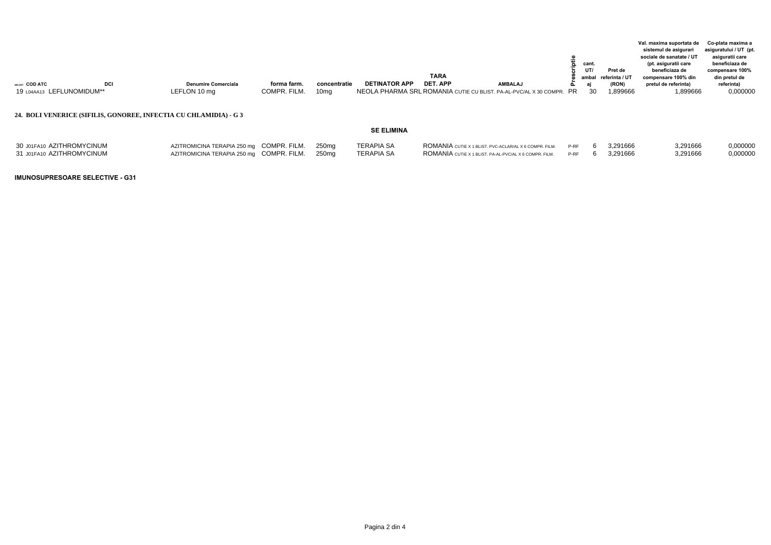| NR.CRT | COD ATC | DCI | Denumire Comerciala | forma farm. | concentratie | DETINATOR APP | TARA DET. APP | AMBALAJ | Prescriptie | cant. UT/ ambalaj | Pret de referinta / UT (RON) | Val. maxima suportata de sistemul de asigurari sociale de sanatate / UT (pt. asiguratii care beneficiaza de compensare 100% din pretul de referinta) | Co-plata maxima a asiguratului / UT (pt. asiguratii care beneficiaza de compensare 100% din pretul de referinta) |
|---|---|---|---|---|---|---|---|---|---|---|---|---|---|
| 19 | L04AA13 | LEFLUNOMIDUM** | LEFLON 10 mg | COMPR. FILM. | 10mg | NEOLA PHARMA SRL | ROMANIA | CUTIE CU BLIST. PA-AL-PVC/AL X 30 COMPR. | PR | 30 | 1,899666 | 1,899666 | 0,000000 |

**24. BOLI VENERICE (SIFILIS, GONOREE, INFECTIA CU CHLAMIDIA) - G 3**

**SE ELIMINA**

| NR.CRT | COD ATC | DCI | Denumire Comerciala | forma farm. | concentratie | DETINATOR APP | TARA DET. APP | AMBALAJ | Prescriptie | cant. UT/ ambalaj | Pret de referinta / UT (RON) | Val. maxima suportata | Co-plata maxima |
|---|---|---|---|---|---|---|---|---|---|---|---|---|---|
| 30 | J01FA10 | AZITHROMYCINUM | AZITROMICINA TERAPIA 250 mg | COMPR. FILM. | 250mg | TERAPIA SA | ROMANIA | CUTIE X 1 BLIST. PVC-ACLAR/AL X 6 COMPR. FILM. | P-RF | 6 | 3,291666 | 3,291666 | 0,000000 |
| 31 | J01FA10 | AZITHROMYCINUM | AZITROMICINA TERAPIA 250 mg | COMPR. FILM. | 250mg | TERAPIA SA | ROMANIA | CUTIE X 1 BLIST. PA-AL-PVC/AL X 6 COMPR. FILM. | P-RF | 6 | 3,291666 | 3,291666 | 0,000000 |

**IMUNOSUPRESOARE SELECTIVE - G31**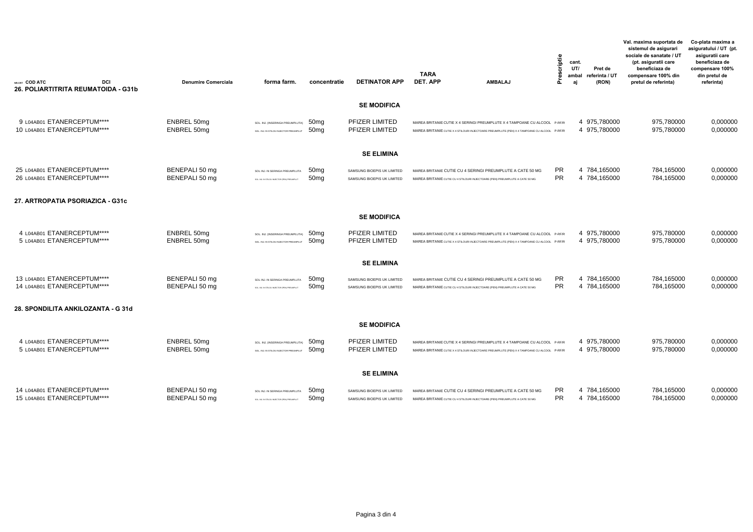| NR.CRT | COD ATC | DCI | Denumire Comerciala | forma farm. | concentratie | DETINATOR APP | TARA DET. APP | AMBALAJ | Prescriptie | cant. UT/ ambalaj | Pret de referinta / UT (RON) | Val. maxima suportata de sistemul de asigurari sociale de sanatate / UT (pt. asigurati care beneficiaza de compensare 100% din pretul de referinta) | Co-plata maxima a asiguratului / UT (pt. asigurati care beneficiaza de compensare 100% din pretul de referinta) |
|---|---|---|---|---|---|---|---|---|---|---|---|---|---|
| **26. POLIARTITRITA REUMATOIDA - G31b** | | | | | | | | | | | | | |
| | | | | | | **SE MODIFICA** | | | | | | | |
| 9 | L04AB01 | ETANERCEPTUM**** | ENBREL 50mg | SOL. INJ. (INSERINGA PREUMPLUTA) | 50mg | PFIZER LIMITED | MAREA BRITANIE | CUTIE X 4 SERINGI PREUMPLUTE X 4 TAMPOANE CU ALCOOL | P-RF/R | 4 | 975,780000 | 975,780000 | 0,000000 |
| 10 | L04AB01 | ETANERCEPTUM**** | ENBREL 50mg | SOL. INJ. IN STILOU INJECTOR PREUMPLUT | 50mg | PFIZER LIMITED | MAREA BRITANIE | CUTIE X 4 STILOURI INJECTOARE PREUMPLUTE (PEN) X 4 TAMPOANE CU ALCOOL | P-RF/R | 4 | 975,780000 | 975,780000 | 0,000000 |
| | | | | | | **SE ELIMINA** | | | | | | | |
| 25 | L04AB01 | ETANERCEPTUM**** | BENEPALI 50 mg | SOL INJ. IN SERINGA PREUMPLUTA | 50mg | SAMSUNG BIOEPIS UK LIMITED | MAREA BRITANIE | CUTIE CU 4 SERINGI PREUMPLUTE A CATE 50 MG | PR | 4 | 784,165000 | 784,165000 | 0,000000 |
| 26 | L04AB01 | ETANERCEPTUM**** | BENEPALI 50 mg | SOL. INJ. IN STILOU INJECTOR (PEN) PREUMPLUT | 50mg | SAMSUNG BIOEPIS UK LIMITED | MAREA BRITANIE | CUTIE CU 4 STILOURI INJECTOARE (PEN) PREUMPLUTE A CATE 50 MG | PR | 4 | 784,165000 | 784,165000 | 0,000000 |
| **27. ARTROPATIA PSORIAZICA - G31c** | | | | | | | | | | | | | |
| | | | | | | **SE MODIFICA** | | | | | | | |
| 4 | L04AB01 | ETANERCEPTUM**** | ENBREL 50mg | SOL. INJ. (INSERINGA PREUMPLUTA) | 50mg | PFIZER LIMITED | MAREA BRITANIE | CUTIE X 4 SERINGI PREUMPLUTE X 4 TAMPOANE CU ALCOOL | P-RF/R | 4 | 975,780000 | 975,780000 | 0,000000 |
| 5 | L04AB01 | ETANERCEPTUM**** | ENBREL 50mg | SOL. INJ. IN STILOU INJECTOR PREUMPLUT | 50mg | PFIZER LIMITED | MAREA BRITANIE | CUTIE X 4 STILOURI INJECTOARE PREUMPLUTE (PEN) X 4 TAMPOANE CU ALCOOL | P-RF/R | 4 | 975,780000 | 975,780000 | 0,000000 |
| | | | | | | **SE ELIMINA** | | | | | | | |
| 13 | L04AB01 | ETANERCEPTUM**** | BENEPALI 50 mg | SOL INJ. IN SERINGA PREUMPLUTA | 50mg | SAMSUNG BIOEPIS UK LIMITED | MAREA BRITANIE | CUTIE CU 4 SERINGI PREUMPLUTE A CATE 50 MG | PR | 4 | 784,165000 | 784,165000 | 0,000000 |
| 14 | L04AB01 | ETANERCEPTUM**** | BENEPALI 50 mg | SOL. INJ. IN STILOU INJECTOR (PEN) PREUMPLUT | 50mg | SAMSUNG BIOEPIS UK LIMITED | MAREA BRITANIE | CUTIE CU 4 STILOURI INJECTOARE (PEN) PREUMPLUTE A CATE 50 MG | PR | 4 | 784,165000 | 784,165000 | 0,000000 |
| **28. SPONDILITA ANKILOZANTA - G 31d** | | | | | | | | | | | | | |
| | | | | | | **SE MODIFICA** | | | | | | | |
| 4 | L04AB01 | ETANERCEPTUM**** | ENBREL 50mg | SOL. INJ. (INSERINGA PREUMPLUTA) | 50mg | PFIZER LIMITED | MAREA BRITANIE | CUTIE X 4 SERINGI PREUMPLUTE X 4 TAMPOANE CU ALCOOL | P-RF/R | 4 | 975,780000 | 975,780000 | 0,000000 |
| 5 | L04AB01 | ETANERCEPTUM**** | ENBREL 50mg | SOL. INJ. IN STILOU INJECTOR PREUMPLUT | 50mg | PFIZER LIMITED | MAREA BRITANIE | CUTIE X 4 STILOURI INJECTOARE PREUMPLUTE (PEN) X 4 TAMPOANE CU ALCOOL | P-RF/R | 4 | 975,780000 | 975,780000 | 0,000000 |
| | | | | | | **SE ELIMINA** | | | | | | | |
| 14 | L04AB01 | ETANERCEPTUM**** | BENEPALI 50 mg | SOL INJ. IN SERINGA PREUMPLUTA | 50mg | SAMSUNG BIOEPIS UK LIMITED | MAREA BRITANIE | CUTIE CU 4 SERINGI PREUMPLUTE A CATE 50 MG | PR | 4 | 784,165000 | 784,165000 | 0,000000 |
| 15 | L04AB01 | ETANERCEPTUM**** | BENEPALI 50 mg | SOL. INJ. IN STILOU INJECTOR (PEN) PREUMPLUT | 50mg | SAMSUNG BIOEPIS UK LIMITED | MAREA BRITANIE | CUTIE CU 4 STILOURI INJECTOARE (PEN) PREUMPLUTE A CATE 50 MG | PR | 4 | 784,165000 | 784,165000 | 0,000000 |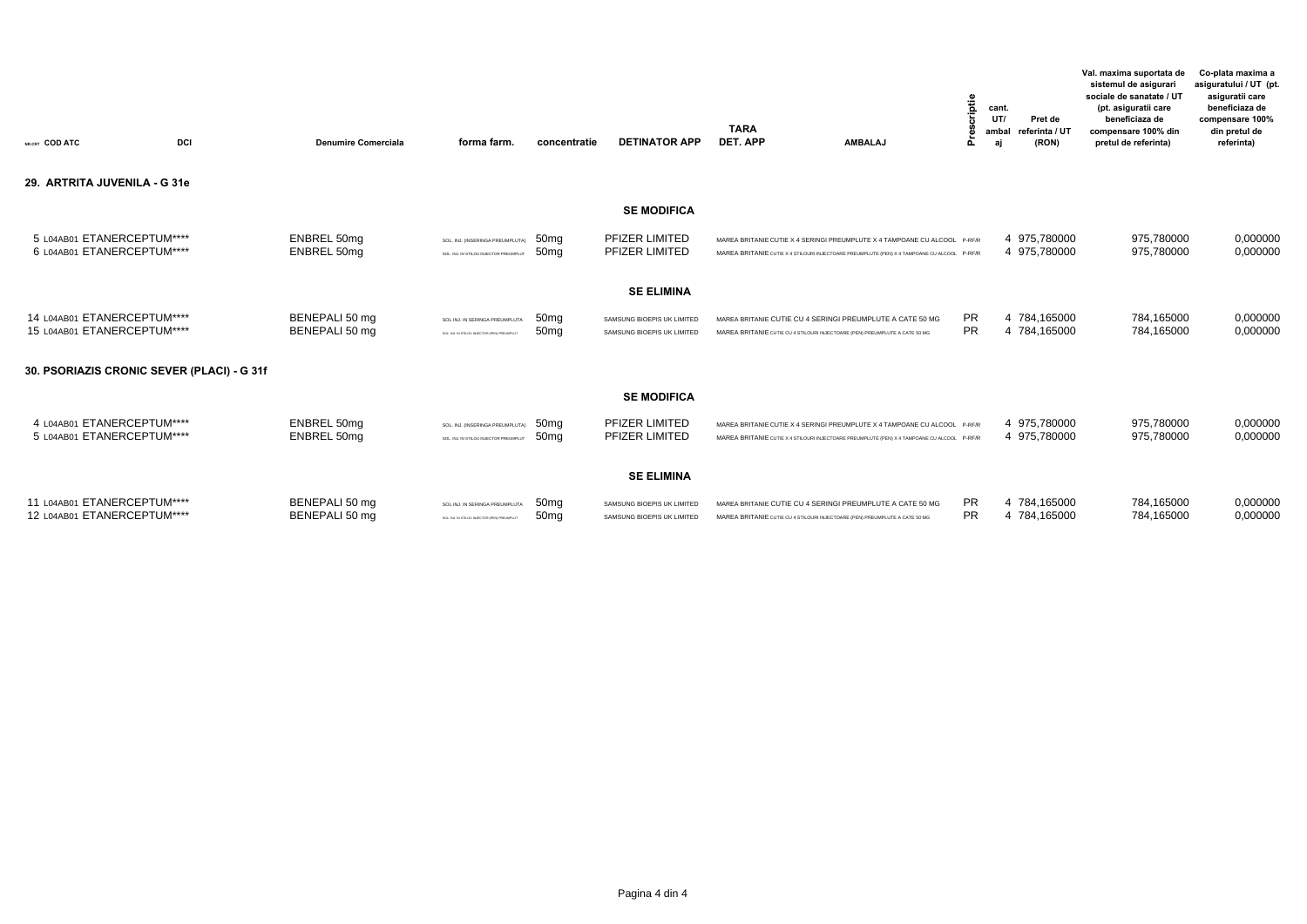| NR.CRT | COD ATC | DCI | Denumire Comerciala | forma farm. | concentratie | DETINATOR APP | TARA DET. APP | AMBALAJ | Prescriptie | cant. UT/ ambalaj | Pret de referinta / UT (RON) | Val. maxima suportata de sistemul de asigurari sociale de sanatate / UT (pt. asiguratii care beneficiaza de compensare 100% din pretul de referinta) | Co-plata maxima a asiguratului / UT (pt. asiguratii care beneficiaza de compensare 100% din pretul de referinta) |
|---|---|---|---|---|---|---|---|---|---|---|---|---|---|
| **29. ARTRITA JUVENILA - G 31e** | | | | | | | | | | | | | |
| | | | | | | **SE MODIFICA** | | | | | | | |
| 5 | L04AB01 | ETANERCEPTUM**** | ENBREL 50mg | SOL. INJ. (INSERINGA PREUMPLUTA) | 50mg | PFIZER LIMITED | MAREA BRITANIE | CUTIE X 4 SERINGI PREUMPLUTE X 4 TAMPOANE CU ALCOOL | P-RF/R | 4 | 975,780000 | 975,780000 | 0,000000 |
| 6 | L04AB01 | ETANERCEPTUM**** | ENBREL 50mg | SOL. INJ. IN STILOU INJECTOR PREUMPLUT | 50mg | PFIZER LIMITED | MAREA BRITANIE | CUTIE X 4 STILOURI INJECTOARE PREUMPLUTE (PEN) X 4 TAMPOANE CU ALCOOL | P-RF/R | 4 | 975,780000 | 975,780000 | 0,000000 |
| | | | | | | **SE ELIMINA** | | | | | | | |
| 14 | L04AB01 | ETANERCEPTUM**** | BENEPALI 50 mg | SOL INJ. IN SERINGA PREUMPLUTA | 50mg | SAMSUNG BIOEPIS UK LIMITED | MAREA BRITANIE | CUTIE CU 4 SERINGI PREUMPLUTE A CATE 50 MG | PR | 4 | 784,165000 | 784,165000 | 0,000000 |
| 15 | L04AB01 | ETANERCEPTUM**** | BENEPALI 50 mg | SOL. INJ. IN STILOU INJECTOR (PEN) PREUMPLUT | 50mg | SAMSUNG BIOEPIS UK LIMITED | MAREA BRITANIE | CUTIE CU 4 STILOURI INJECTOARE (PEN) PREUMPLUTE A CATE 50 MG | PR | 4 | 784,165000 | 784,165000 | 0,000000 |
| **30. PSORIAZIS CRONIC SEVER (PLACI) - G 31f** | | | | | | | | | | | | | |
| | | | | | | **SE MODIFICA** | | | | | | | |
| 4 | L04AB01 | ETANERCEPTUM**** | ENBREL 50mg | SOL. INJ. (INSERINGA PREUMPLUTA) | 50mg | PFIZER LIMITED | MAREA BRITANIE | CUTIE X 4 SERINGI PREUMPLUTE X 4 TAMPOANE CU ALCOOL | P-RF/R | 4 | 975,780000 | 975,780000 | 0,000000 |
| 5 | L04AB01 | ETANERCEPTUM**** | ENBREL 50mg | SOL. INJ. IN STILOU INJECTOR PREUMPLUT | 50mg | PFIZER LIMITED | MAREA BRITANIE | CUTIE X 4 STILOURI INJECTOARE PREUMPLUTE (PEN) X 4 TAMPOANE CU ALCOOL | P-RF/R | 4 | 975,780000 | 975,780000 | 0,000000 |
| | | | | | | **SE ELIMINA** | | | | | | | |
| 11 | L04AB01 | ETANERCEPTUM**** | BENEPALI 50 mg | SOL INJ. IN SERINGA PREUMPLUTA | 50mg | SAMSUNG BIOEPIS UK LIMITED | MAREA BRITANIE | CUTIE CU 4 SERINGI PREUMPLUTE A CATE 50 MG | PR | 4 | 784,165000 | 784,165000 | 0,000000 |
| 12 | L04AB01 | ETANERCEPTUM**** | BENEPALI 50 mg | SOL. INJ. IN STILOU INJECTOR (PEN) PREUMPLUT | 50mg | SAMSUNG BIOEPIS UK LIMITED | MAREA BRITANIE | CUTIE CU 4 STILOURI INJECTOARE (PEN) PREUMPLUTE A CATE 50 MG | PR | 4 | 784,165000 | 784,165000 | 0,000000 |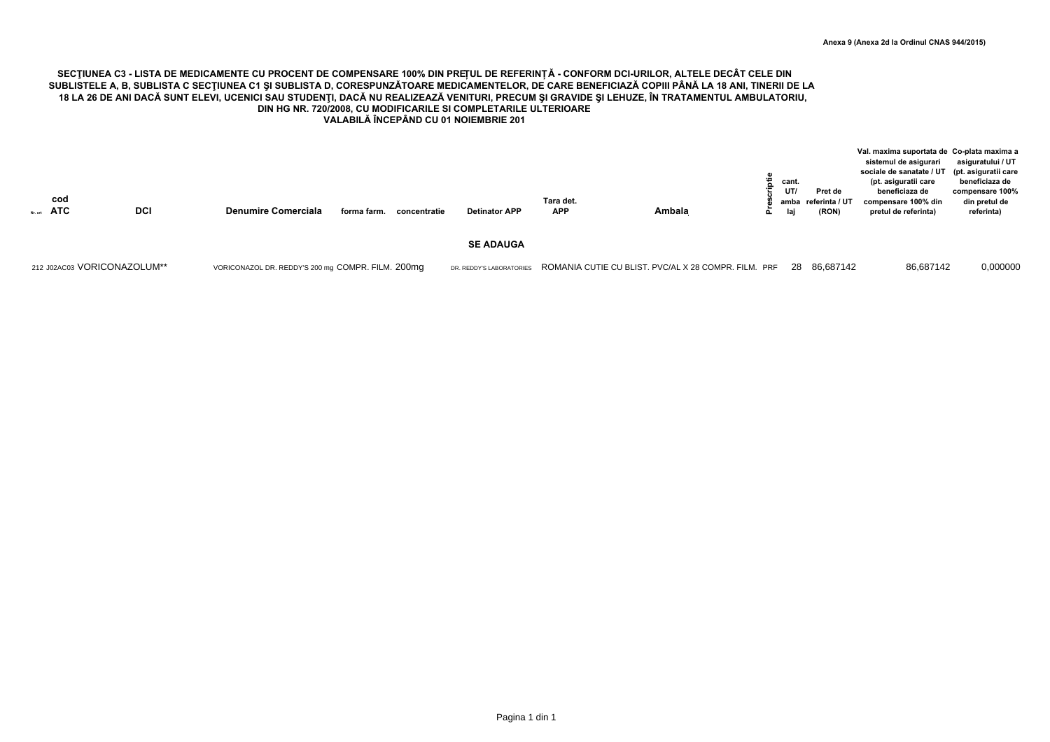Anexa 9 (Anexa 2d la Ordinul CNAS 944/2015)

## SECŢIUNEA C3 - LISTA DE MEDICAMENTE CU PROCENT DE COMPENSARE 100% DIN PREŢUL DE REFERINŢĂ - CONFORM DCI-URILOR, ALTELE DECÂT CELE DIN SUBLISTELE A, B, SUBLISTA C SECŢIUNEA C1 ŞI SUBLISTA D, CORESPUNZĂTOARE MEDICAMENTELOR, DE CARE BENEFICIAZĂ COPIII PÂNĂ LA 18 ANI, TINERII DE LA 18 LA 26 DE ANI DACĂ SUNT ELEVI, UCENICI SAU STUDENŢI, DACĂ NU REALIZEAZĂ VENITURI, PRECUM ŞI GRAVIDE ŞI LEHUZE, ÎN TRATAMENTUL AMBULATORIU, DIN HG NR. 720/2008, CU MODIFICARILE SI COMPLETARILE ULTERIOARE

### VALABILĂ ÎNCEPÂND CU 01 NOIEMBRIE 201

| Nr. crt | cod ATC | DCI | Denumire Comerciala | forma farm. | concentratie | Detinator APP | Tara det. APP | Ambala | Prescriptie | cant. UT/ ambalaj | Pret de referinta / UT (RON) | Val. maxima suportata de sistemul de asigurari sociale de sanatate / UT (pt. asiguratii care beneficiaza de compensare 100% din pretul de referinta) | Co-plata maxima a asiguratului / UT (pt. asiguratii care beneficiaza de compensare 100% din pretul de referinta) |
|---|---|---|---|---|---|---|---|---|---|---|---|---|---|
| | | | | | | **SE ADAUGA** | | | | | | | |
| 212 | J02AC03 | VORICONAZOLUM** | VORICONAZOL DR. REDDY'S 200 mg | COMPR. FILM. | 200mg | DR. REDDY'S LABORATORIES | ROMANIA | CUTIE CU BLIST. PVC/AL X 28 COMPR. FILM. | PRF | 28 | 86,687142 | 86,687142 | 0,000000 |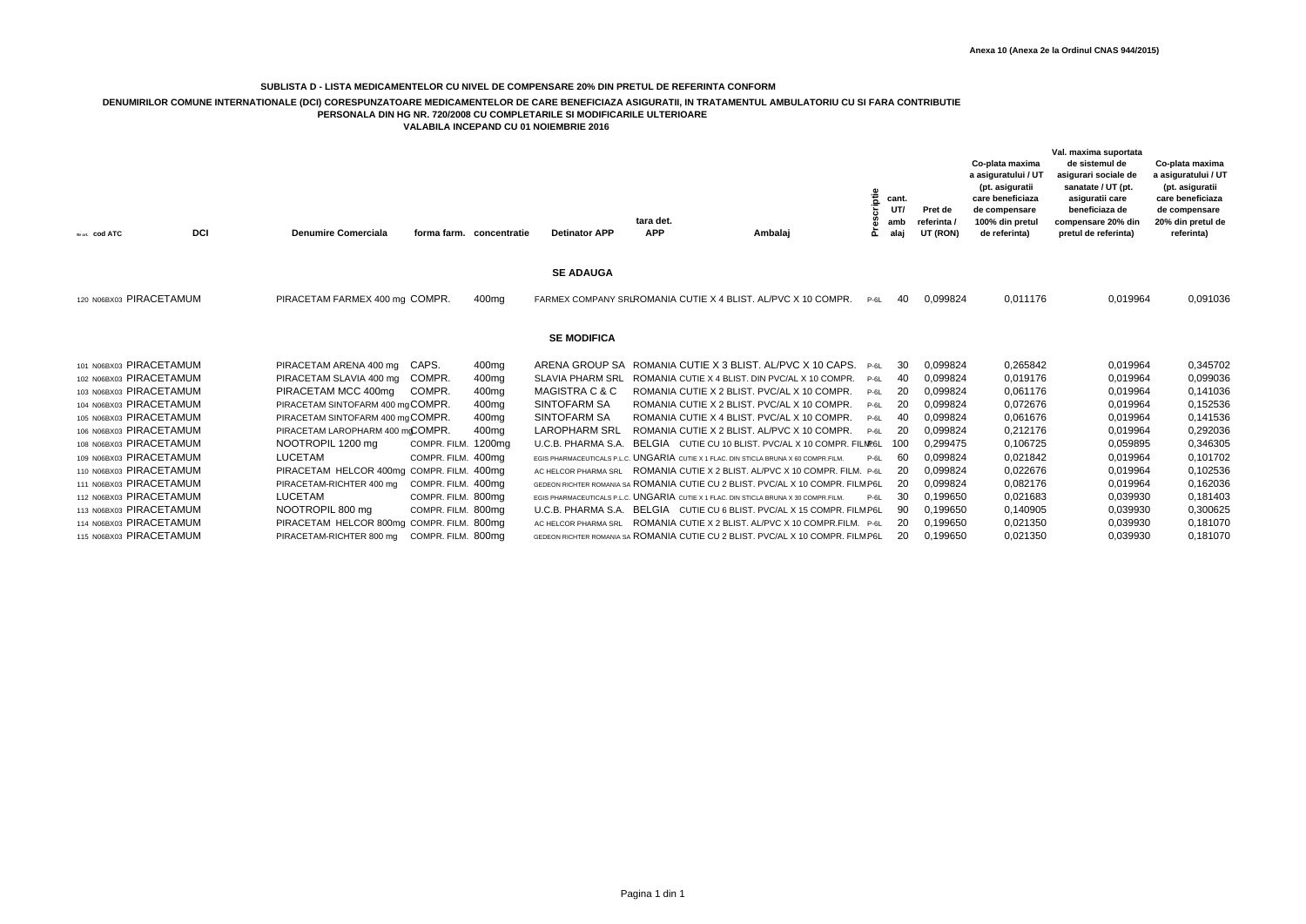Anexa 10 (Anexa 2e la Ordinul CNAS 944/2015)

**SUBLISTA D - LISTA MEDICAMENTELOR CU NIVEL DE COMPENSARE 20% DIN PRETUL DE REFERINTA CONFORM DENUMIRILOR COMUNE INTERNATIONALE (DCI) CORESPUNZATOARE MEDICAMENTELOR DE CARE BENEFICIAZA ASIGURATII, IN TRATAMENTUL AMBULATORIU CU SI FARA CONTRIBUTIE PERSONALA DIN HG NR. 720/2008 CU COMPLETARILE SI MODIFICARILE ULTERIOARE**

**VALABILA INCEPAND CU 01 NOIEMBRIE 2016**

| Nr.crt. | cod ATC | DCI | Denumire Comerciala | forma farm. | concentratie | Detinator APP | tara det. APP | Ambalaj | Prescriptie | cant. UT/ amb alaj | Pret de referinta / UT (RON) | Co-plata maxima a asiguratului / UT (pt. asiguratii care beneficiaza de compensare 100% din pretul de referinta) | Val. maxima suportata de sistemul de asigurari sociale de sanatate / UT (pt. asiguratii care beneficiaza de compensare 20% din pretul de referinta) | Co-plata maxima a asiguratului / UT (pt. asiguratii care beneficiaza de compensare 20% din pretul de referinta) |
|---|---|---|---|---|---|---|---|---|---|---|---|---|---|---|
| | | | | | | **SE ADAUGA** | | | | | | | | |
| 120 | N06BX03 | PIRACETAMUM | PIRACETAM FARMEX 400 mg | COMPR. | 400mg | FARMEX COMPANY SRL | ROMANIA | CUTIE X 4 BLIST. AL/PVC X 10 COMPR. | P-6L | 40 | 0,099824 | 0,011176 | 0,019964 | 0,091036 |
| | | | | | | **SE MODIFICA** | | | | | | | | |
| 101 | N06BX03 | PIRACETAMUM | PIRACETAM ARENA 400 mg | CAPS. | 400mg | ARENA GROUP SA | ROMANIA | CUTIE X 3 BLIST. AL/PVC X 10 CAPS. | P-6L | 30 | 0,099824 | 0,265842 | 0,019964 | 0,345702 |
| 102 | N06BX03 | PIRACETAMUM | PIRACETAM SLAVIA 400 mg | COMPR. | 400mg | SLAVIA PHARM SRL | ROMANIA | CUTIE X 4 BLIST. DIN PVC/AL X 10 COMPR. | P-6L | 40 | 0,099824 | 0,019176 | 0,019964 | 0,099036 |
| 103 | N06BX03 | PIRACETAMUM | PIRACETAM MCC 400mg | COMPR. | 400mg | MAGISTRA C & C | ROMANIA | CUTIE X 2 BLIST. PVC/AL X 10 COMPR. | P-6L | 20 | 0,099824 | 0,061176 | 0,019964 | 0,141036 |
| 104 | N06BX03 | PIRACETAMUM | PIRACETAM SINTOFARM 400 mg | COMPR. | 400mg | SINTOFARM SA | ROMANIA | CUTIE X 2 BLIST. PVC/AL X 10 COMPR. | P-6L | 20 | 0,099824 | 0,072676 | 0,019964 | 0,152536 |
| 105 | N06BX03 | PIRACETAMUM | PIRACETAM SINTOFARM 400 mg | COMPR. | 400mg | SINTOFARM SA | ROMANIA | CUTIE X 4 BLIST. PVC/AL X 10 COMPR. | P-6L | 40 | 0,099824 | 0,061676 | 0,019964 | 0,141536 |
| 106 | N06BX03 | PIRACETAMUM | PIRACETAM LAROPHARM 400 mg | COMPR. | 400mg | LAROPHARM SRL | ROMANIA | CUTIE X 2 BLIST. AL/PVC X 10 COMPR. | P-6L | 20 | 0,099824 | 0,212176 | 0,019964 | 0,292036 |
| 108 | N06BX03 | PIRACETAMUM | NOOTROPIL 1200 mg | COMPR. FILM. | 1200mg | U.C.B. PHARMA S.A. | BELGIA | CUTIE CU 10 BLIST. PVC/AL X 10 COMPR. FILM. | P-6L | 100 | 0,299475 | 0,106725 | 0,059895 | 0,346305 |
| 109 | N06BX03 | PIRACETAMUM | LUCETAM | COMPR. FILM. | 400mg | EGIS PHARMACEUTICALS P.L.C. | UNGARIA | CUTIE X 1 FLAC. DIN STICLA BRUNA X 60 COMPR.FILM. | P-6L | 60 | 0,099824 | 0,021842 | 0,019964 | 0,101702 |
| 110 | N06BX03 | PIRACETAMUM | PIRACETAM HELCOR 400mg | COMPR. FILM. | 400mg | AC HELCOR PHARMA SRL | ROMANIA | CUTIE X 2 BLIST. AL/PVC X 10 COMPR. FILM. | P-6L | 20 | 0,099824 | 0,022676 | 0,019964 | 0,102536 |
| 111 | N06BX03 | PIRACETAMUM | PIRACETAM-RICHTER 400 mg | COMPR. FILM. | 400mg | GEDEON RICHTER ROMANIA SA | ROMANIA | CUTIE CU 2 BLIST. PVC/AL X 10 COMPR. FILM. | P-6L | 20 | 0,099824 | 0,082176 | 0,019964 | 0,162036 |
| 112 | N06BX03 | PIRACETAMUM | LUCETAM | COMPR. FILM. | 800mg | EGIS PHARMACEUTICALS P.L.C. | UNGARIA | CUTIE X 1 FLAC. DIN STICLA BRUNA X 30 COMPR.FILM. | P-6L | 30 | 0,199650 | 0,021683 | 0,039930 | 0,181403 |
| 113 | N06BX03 | PIRACETAMUM | NOOTROPIL 800 mg | COMPR. FILM. | 800mg | U.C.B. PHARMA S.A. | BELGIA | CUTIE CU 6 BLIST. PVC/AL X 15 COMPR. FILM. | P-6L | 90 | 0,199650 | 0,140905 | 0,039930 | 0,300625 |
| 114 | N06BX03 | PIRACETAMUM | PIRACETAM HELCOR 800mg | COMPR. FILM. | 800mg | AC HELCOR PHARMA SRL | ROMANIA | CUTIE X 2 BLIST. AL/PVC X 10 COMPR.FILM. | P-6L | 20 | 0,199650 | 0,021350 | 0,039930 | 0,181070 |
| 115 | N06BX03 | PIRACETAMUM | PIRACETAM-RICHTER 800 mg | COMPR. FILM. | 800mg | GEDEON RICHTER ROMANIA SA | ROMANIA | CUTIE CU 2 BLIST. PVC/AL X 10 COMPR. FILM. | P-6L | 20 | 0,199650 | 0,021350 | 0,039930 | 0,181070 |